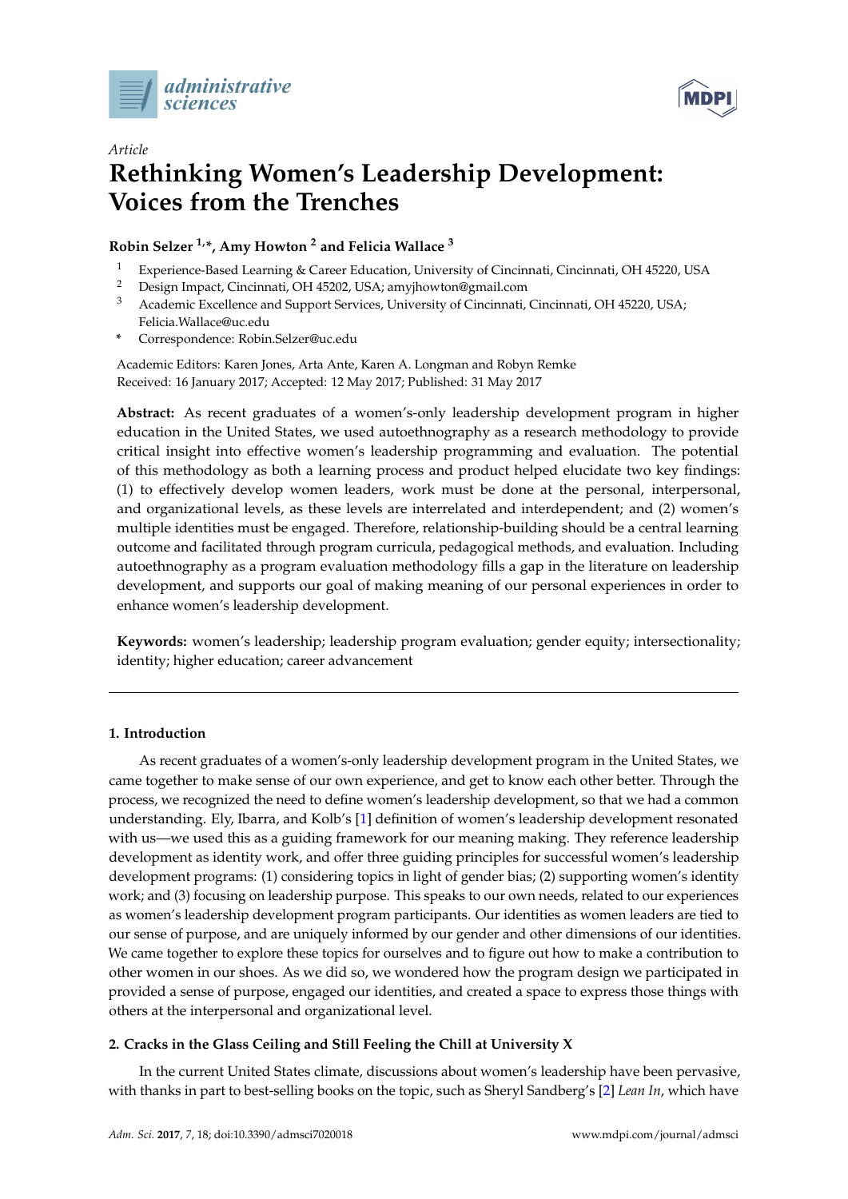*Article*

# Rethinking Women's Leadership Development: Voices from the Trenches

**Robin Selzer [1,*], Amy Howton [2] and Felicia Wallace [3]**

1. Experience-Based Learning & Career Education, University of Cincinnati, Cincinnati, OH 45220, USA
2. Design Impact, Cincinnati, OH 45202, USA; amyjhowton@gmail.com
3. Academic Excellence and Support Services, University of Cincinnati, Cincinnati, OH 45220, USA; Felicia.Wallace@uc.edu

\* Correspondence: Robin.Selzer@uc.edu

Academic Editors: Karen Jones, Arta Ante, Karen A. Longman and Robyn Remke
Received: 16 January 2017; Accepted: 12 May 2017; Published: 31 May 2017

**Abstract:** As recent graduates of a women's-only leadership development program in higher education in the United States, we used autoethnography as a research methodology to provide critical insight into effective women's leadership programming and evaluation. The potential of this methodology as both a learning process and product helped elucidate two key findings: (1) to effectively develop women leaders, work must be done at the personal, interpersonal, and organizational levels, as these levels are interrelated and interdependent; and (2) women's multiple identities must be engaged. Therefore, relationship-building should be a central learning outcome and facilitated through program curricula, pedagogical methods, and evaluation. Including autoethnography as a program evaluation methodology fills a gap in the literature on leadership development, and supports our goal of making meaning of our personal experiences in order to enhance women's leadership development.

**Keywords:** women's leadership; leadership program evaluation; gender equity; intersectionality; identity; higher education; career advancement

## 1. Introduction

As recent graduates of a women's-only leadership development program in the United States, we came together to make sense of our own experience, and get to know each other better. Through the process, we recognized the need to define women's leadership development, so that we had a common understanding. Ely, Ibarra, and Kolb's [1] definition of women's leadership development resonated with us—we used this as a guiding framework for our meaning making. They reference leadership development as identity work, and offer three guiding principles for successful women's leadership development programs: (1) considering topics in light of gender bias; (2) supporting women's identity work; and (3) focusing on leadership purpose. This speaks to our own needs, related to our experiences as women's leadership development program participants. Our identities as women leaders are tied to our sense of purpose, and are uniquely informed by our gender and other dimensions of our identities. We came together to explore these topics for ourselves and to figure out how to make a contribution to other women in our shoes. As we did so, we wondered how the program design we participated in provided a sense of purpose, engaged our identities, and created a space to express those things with others at the interpersonal and organizational level.

## 2. Cracks in the Glass Ceiling and Still Feeling the Chill at University X

In the current United States climate, discussions about women's leadership have been pervasive, with thanks in part to best-selling books on the topic, such as Sheryl Sandberg's [2] *Lean In*, which have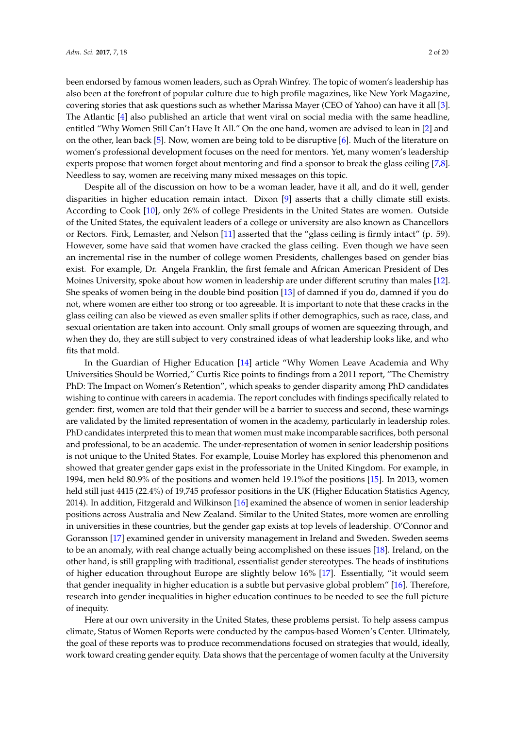been endorsed by famous women leaders, such as Oprah Winfrey. The topic of women's leadership has also been at the forefront of popular culture due to high profile magazines, like New York Magazine, covering stories that ask questions such as whether Marissa Mayer (CEO of Yahoo) can have it all [3]. The Atlantic [4] also published an article that went viral on social media with the same headline, entitled "Why Women Still Can't Have It All." On the one hand, women are advised to lean in [2] and on the other, lean back [5]. Now, women are being told to be disruptive [6]. Much of the literature on women's professional development focuses on the need for mentors. Yet, many women's leadership experts propose that women forget about mentoring and find a sponsor to break the glass ceiling [7,8]. Needless to say, women are receiving many mixed messages on this topic.

Despite all of the discussion on how to be a woman leader, have it all, and do it well, gender disparities in higher education remain intact. Dixon [9] asserts that a chilly climate still exists. According to Cook [10], only 26% of college Presidents in the United States are women. Outside of the United States, the equivalent leaders of a college or university are also known as Chancellors or Rectors. Fink, Lemaster, and Nelson [11] asserted that the "glass ceiling is firmly intact" (p. 59). However, some have said that women have cracked the glass ceiling. Even though we have seen an incremental rise in the number of college women Presidents, challenges based on gender bias exist. For example, Dr. Angela Franklin, the first female and African American President of Des Moines University, spoke about how women in leadership are under different scrutiny than males [12]. She speaks of women being in the double bind position [13] of damned if you do, damned if you do not, where women are either too strong or too agreeable. It is important to note that these cracks in the glass ceiling can also be viewed as even smaller splits if other demographics, such as race, class, and sexual orientation are taken into account. Only small groups of women are squeezing through, and when they do, they are still subject to very constrained ideas of what leadership looks like, and who fits that mold.

In the Guardian of Higher Education [14] article "Why Women Leave Academia and Why Universities Should be Worried," Curtis Rice points to findings from a 2011 report, "The Chemistry PhD: The Impact on Women's Retention", which speaks to gender disparity among PhD candidates wishing to continue with careers in academia. The report concludes with findings specifically related to gender: first, women are told that their gender will be a barrier to success and second, these warnings are validated by the limited representation of women in the academy, particularly in leadership roles. PhD candidates interpreted this to mean that women must make incomparable sacrifices, both personal and professional, to be an academic. The under-representation of women in senior leadership positions is not unique to the United States. For example, Louise Morley has explored this phenomenon and showed that greater gender gaps exist in the professoriate in the United Kingdom. For example, in 1994, men held 80.9% of the positions and women held 19.1%of the positions [15]. In 2013, women held still just 4415 (22.4%) of 19,745 professor positions in the UK (Higher Education Statistics Agency, 2014). In addition, Fitzgerald and Wilkinson [16] examined the absence of women in senior leadership positions across Australia and New Zealand. Similar to the United States, more women are enrolling in universities in these countries, but the gender gap exists at top levels of leadership. O'Connor and Goransson [17] examined gender in university management in Ireland and Sweden. Sweden seems to be an anomaly, with real change actually being accomplished on these issues [18]. Ireland, on the other hand, is still grappling with traditional, essentialist gender stereotypes. The heads of institutions of higher education throughout Europe are slightly below 16% [17]. Essentially, "it would seem that gender inequality in higher education is a subtle but pervasive global problem" [16]. Therefore, research into gender inequalities in higher education continues to be needed to see the full picture of inequity.

Here at our own university in the United States, these problems persist. To help assess campus climate, Status of Women Reports were conducted by the campus-based Women's Center. Ultimately, the goal of these reports was to produce recommendations focused on strategies that would, ideally, work toward creating gender equity. Data shows that the percentage of women faculty at the University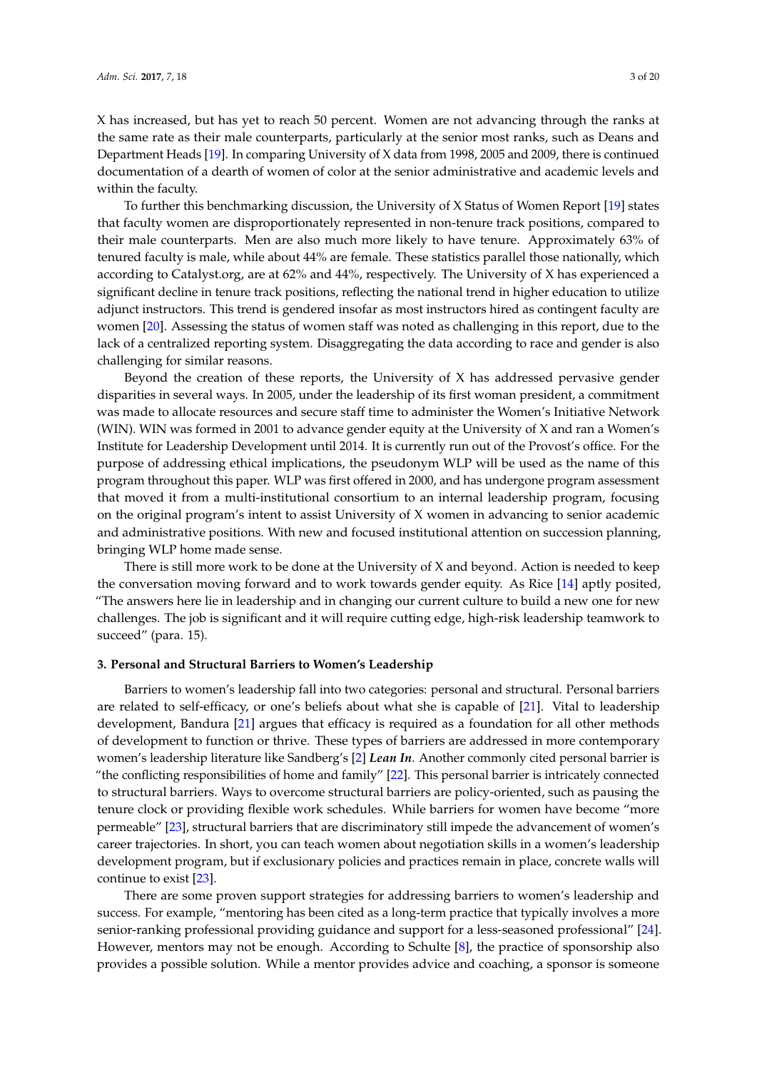X has increased, but has yet to reach 50 percent. Women are not advancing through the ranks at the same rate as their male counterparts, particularly at the senior most ranks, such as Deans and Department Heads [19]. In comparing University of X data from 1998, 2005 and 2009, there is continued documentation of a dearth of women of color at the senior administrative and academic levels and within the faculty.

To further this benchmarking discussion, the University of X Status of Women Report [19] states that faculty women are disproportionately represented in non-tenure track positions, compared to their male counterparts. Men are also much more likely to have tenure. Approximately 63% of tenured faculty is male, while about 44% are female. These statistics parallel those nationally, which according to Catalyst.org, are at 62% and 44%, respectively. The University of X has experienced a significant decline in tenure track positions, reflecting the national trend in higher education to utilize adjunct instructors. This trend is gendered insofar as most instructors hired as contingent faculty are women [20]. Assessing the status of women staff was noted as challenging in this report, due to the lack of a centralized reporting system. Disaggregating the data according to race and gender is also challenging for similar reasons.

Beyond the creation of these reports, the University of X has addressed pervasive gender disparities in several ways. In 2005, under the leadership of its first woman president, a commitment was made to allocate resources and secure staff time to administer the Women's Initiative Network (WIN). WIN was formed in 2001 to advance gender equity at the University of X and ran a Women's Institute for Leadership Development until 2014. It is currently run out of the Provost's office. For the purpose of addressing ethical implications, the pseudonym WLP will be used as the name of this program throughout this paper. WLP was first offered in 2000, and has undergone program assessment that moved it from a multi-institutional consortium to an internal leadership program, focusing on the original program's intent to assist University of X women in advancing to senior academic and administrative positions. With new and focused institutional attention on succession planning, bringing WLP home made sense.

There is still more work to be done at the University of X and beyond. Action is needed to keep the conversation moving forward and to work towards gender equity. As Rice [14] aptly posited, "The answers here lie in leadership and in changing our current culture to build a new one for new challenges. The job is significant and it will require cutting edge, high-risk leadership teamwork to succeed" (para. 15).

## 3. Personal and Structural Barriers to Women's Leadership

Barriers to women's leadership fall into two categories: personal and structural. Personal barriers are related to self-efficacy, or one's beliefs about what she is capable of [21]. Vital to leadership development, Bandura [21] argues that efficacy is required as a foundation for all other methods of development to function or thrive. These types of barriers are addressed in more contemporary women's leadership literature like Sandberg's [2] ***Lean In***. Another commonly cited personal barrier is "the conflicting responsibilities of home and family" [22]. This personal barrier is intricately connected to structural barriers. Ways to overcome structural barriers are policy-oriented, such as pausing the tenure clock or providing flexible work schedules. While barriers for women have become "more permeable" [23], structural barriers that are discriminatory still impede the advancement of women's career trajectories. In short, you can teach women about negotiation skills in a women's leadership development program, but if exclusionary policies and practices remain in place, concrete walls will continue to exist [23].

There are some proven support strategies for addressing barriers to women's leadership and success. For example, "mentoring has been cited as a long-term practice that typically involves a more senior-ranking professional providing guidance and support for a less-seasoned professional" [24]. However, mentors may not be enough. According to Schulte [8], the practice of sponsorship also provides a possible solution. While a mentor provides advice and coaching, a sponsor is someone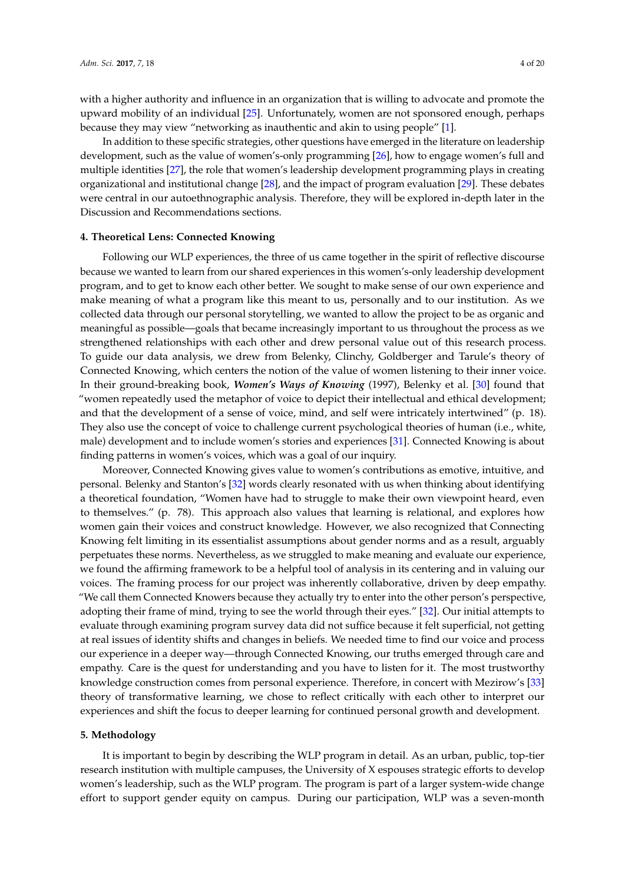with a higher authority and influence in an organization that is willing to advocate and promote the upward mobility of an individual [25]. Unfortunately, women are not sponsored enough, perhaps because they may view "networking as inauthentic and akin to using people" [1].

In addition to these specific strategies, other questions have emerged in the literature on leadership development, such as the value of women's-only programming [26], how to engage women's full and multiple identities [27], the role that women's leadership development programming plays in creating organizational and institutional change [28], and the impact of program evaluation [29]. These debates were central in our autoethnographic analysis. Therefore, they will be explored in-depth later in the Discussion and Recommendations sections.

## 4. Theoretical Lens: Connected Knowing

Following our WLP experiences, the three of us came together in the spirit of reflective discourse because we wanted to learn from our shared experiences in this women's-only leadership development program, and to get to know each other better. We sought to make sense of our own experience and make meaning of what a program like this meant to us, personally and to our institution. As we collected data through our personal storytelling, we wanted to allow the project to be as organic and meaningful as possible—goals that became increasingly important to us throughout the process as we strengthened relationships with each other and drew personal value out of this research process. To guide our data analysis, we drew from Belenky, Clinchy, Goldberger and Tarule's theory of Connected Knowing, which centers the notion of the value of women listening to their inner voice. In their ground-breaking book, ***Women's Ways of Knowing*** (1997), Belenky et al. [30] found that "women repeatedly used the metaphor of voice to depict their intellectual and ethical development; and that the development of a sense of voice, mind, and self were intricately intertwined" (p. 18). They also use the concept of voice to challenge current psychological theories of human (i.e., white, male) development and to include women's stories and experiences [31]. Connected Knowing is about finding patterns in women's voices, which was a goal of our inquiry.

Moreover, Connected Knowing gives value to women's contributions as emotive, intuitive, and personal. Belenky and Stanton's [32] words clearly resonated with us when thinking about identifying a theoretical foundation, "Women have had to struggle to make their own viewpoint heard, even to themselves." (p. 78). This approach also values that learning is relational, and explores how women gain their voices and construct knowledge. However, we also recognized that Connecting Knowing felt limiting in its essentialist assumptions about gender norms and as a result, arguably perpetuates these norms. Nevertheless, as we struggled to make meaning and evaluate our experience, we found the affirming framework to be a helpful tool of analysis in its centering and in valuing our voices. The framing process for our project was inherently collaborative, driven by deep empathy. "We call them Connected Knowers because they actually try to enter into the other person's perspective, adopting their frame of mind, trying to see the world through their eyes." [32]. Our initial attempts to evaluate through examining program survey data did not suffice because it felt superficial, not getting at real issues of identity shifts and changes in beliefs. We needed time to find our voice and process our experience in a deeper way—through Connected Knowing, our truths emerged through care and empathy. Care is the quest for understanding and you have to listen for it. The most trustworthy knowledge construction comes from personal experience. Therefore, in concert with Mezirow's [33] theory of transformative learning, we chose to reflect critically with each other to interpret our experiences and shift the focus to deeper learning for continued personal growth and development.

## 5. Methodology

It is important to begin by describing the WLP program in detail. As an urban, public, top-tier research institution with multiple campuses, the University of X espouses strategic efforts to develop women's leadership, such as the WLP program. The program is part of a larger system-wide change effort to support gender equity on campus. During our participation, WLP was a seven-month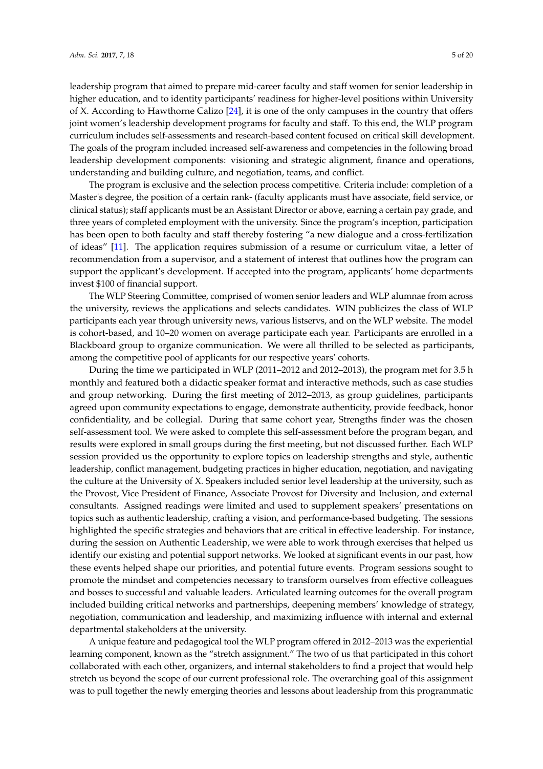leadership program that aimed to prepare mid-career faculty and staff women for senior leadership in higher education, and to identity participants' readiness for higher-level positions within University of X. According to Hawthorne Calizo [24], it is one of the only campuses in the country that offers joint women's leadership development programs for faculty and staff. To this end, the WLP program curriculum includes self-assessments and research-based content focused on critical skill development. The goals of the program included increased self-awareness and competencies in the following broad leadership development components: visioning and strategic alignment, finance and operations, understanding and building culture, and negotiation, teams, and conflict.

The program is exclusive and the selection process competitive. Criteria include: completion of a Master's degree, the position of a certain rank- (faculty applicants must have associate, field service, or clinical status); staff applicants must be an Assistant Director or above, earning a certain pay grade, and three years of completed employment with the university. Since the program's inception, participation has been open to both faculty and staff thereby fostering "a new dialogue and a cross-fertilization of ideas" [11]. The application requires submission of a resume or curriculum vitae, a letter of recommendation from a supervisor, and a statement of interest that outlines how the program can support the applicant's development. If accepted into the program, applicants' home departments invest $100 of financial support.

The WLP Steering Committee, comprised of women senior leaders and WLP alumnae from across the university, reviews the applications and selects candidates. WIN publicizes the class of WLP participants each year through university news, various listservs, and on the WLP website. The model is cohort-based, and 10–20 women on average participate each year. Participants are enrolled in a Blackboard group to organize communication. We were all thrilled to be selected as participants, among the competitive pool of applicants for our respective years' cohorts.

During the time we participated in WLP (2011–2012 and 2012–2013), the program met for 3.5 h monthly and featured both a didactic speaker format and interactive methods, such as case studies and group networking. During the first meeting of 2012–2013, as group guidelines, participants agreed upon community expectations to engage, demonstrate authenticity, provide feedback, honor confidentiality, and be collegial. During that same cohort year, Strengths finder was the chosen self-assessment tool. We were asked to complete this self-assessment before the program began, and results were explored in small groups during the first meeting, but not discussed further. Each WLP session provided us the opportunity to explore topics on leadership strengths and style, authentic leadership, conflict management, budgeting practices in higher education, negotiation, and navigating the culture at the University of X. Speakers included senior level leadership at the university, such as the Provost, Vice President of Finance, Associate Provost for Diversity and Inclusion, and external consultants. Assigned readings were limited and used to supplement speakers' presentations on topics such as authentic leadership, crafting a vision, and performance-based budgeting. The sessions highlighted the specific strategies and behaviors that are critical in effective leadership. For instance, during the session on Authentic Leadership, we were able to work through exercises that helped us identify our existing and potential support networks. We looked at significant events in our past, how these events helped shape our priorities, and potential future events. Program sessions sought to promote the mindset and competencies necessary to transform ourselves from effective colleagues and bosses to successful and valuable leaders. Articulated learning outcomes for the overall program included building critical networks and partnerships, deepening members' knowledge of strategy, negotiation, communication and leadership, and maximizing influence with internal and external departmental stakeholders at the university.

A unique feature and pedagogical tool the WLP program offered in 2012–2013 was the experiential learning component, known as the "stretch assignment." The two of us that participated in this cohort collaborated with each other, organizers, and internal stakeholders to find a project that would help stretch us beyond the scope of our current professional role. The overarching goal of this assignment was to pull together the newly emerging theories and lessons about leadership from this programmatic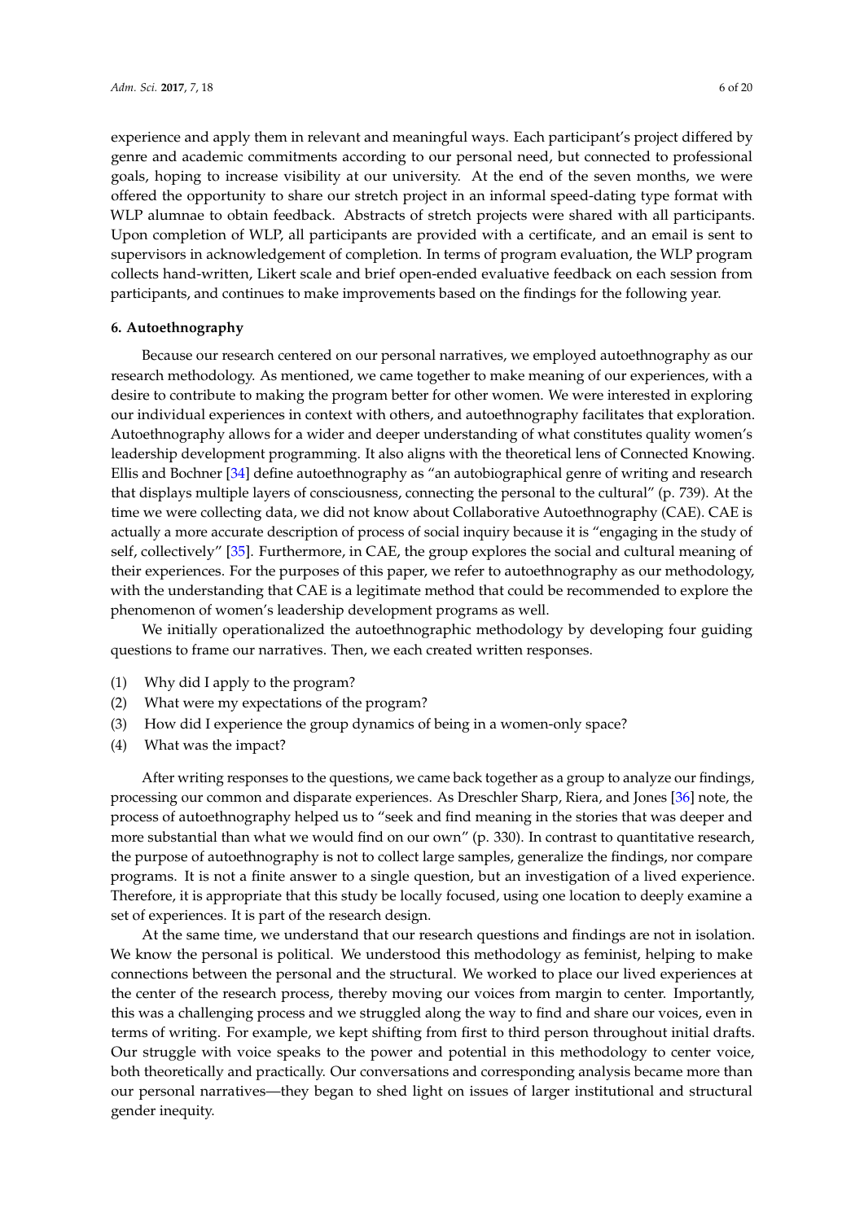experience and apply them in relevant and meaningful ways. Each participant's project differed by genre and academic commitments according to our personal need, but connected to professional goals, hoping to increase visibility at our university. At the end of the seven months, we were offered the opportunity to share our stretch project in an informal speed-dating type format with WLP alumnae to obtain feedback. Abstracts of stretch projects were shared with all participants. Upon completion of WLP, all participants are provided with a certificate, and an email is sent to supervisors in acknowledgement of completion. In terms of program evaluation, the WLP program collects hand-written, Likert scale and brief open-ended evaluative feedback on each session from participants, and continues to make improvements based on the findings for the following year.

## 6. Autoethnography

Because our research centered on our personal narratives, we employed autoethnography as our research methodology. As mentioned, we came together to make meaning of our experiences, with a desire to contribute to making the program better for other women. We were interested in exploring our individual experiences in context with others, and autoethnography facilitates that exploration. Autoethnography allows for a wider and deeper understanding of what constitutes quality women's leadership development programming. It also aligns with the theoretical lens of Connected Knowing. Ellis and Bochner [34] define autoethnography as "an autobiographical genre of writing and research that displays multiple layers of consciousness, connecting the personal to the cultural" (p. 739). At the time we were collecting data, we did not know about Collaborative Autoethnography (CAE). CAE is actually a more accurate description of process of social inquiry because it is "engaging in the study of self, collectively" [35]. Furthermore, in CAE, the group explores the social and cultural meaning of their experiences. For the purposes of this paper, we refer to autoethnography as our methodology, with the understanding that CAE is a legitimate method that could be recommended to explore the phenomenon of women's leadership development programs as well.

We initially operationalized the autoethnographic methodology by developing four guiding questions to frame our narratives. Then, we each created written responses.

(1) Why did I apply to the program?
(2) What were my expectations of the program?
(3) How did I experience the group dynamics of being in a women-only space?
(4) What was the impact?

After writing responses to the questions, we came back together as a group to analyze our findings, processing our common and disparate experiences. As Dreschler Sharp, Riera, and Jones [36] note, the process of autoethnography helped us to "seek and find meaning in the stories that was deeper and more substantial than what we would find on our own" (p. 330). In contrast to quantitative research, the purpose of autoethnography is not to collect large samples, generalize the findings, nor compare programs. It is not a finite answer to a single question, but an investigation of a lived experience. Therefore, it is appropriate that this study be locally focused, using one location to deeply examine a set of experiences. It is part of the research design.

At the same time, we understand that our research questions and findings are not in isolation. We know the personal is political. We understood this methodology as feminist, helping to make connections between the personal and the structural. We worked to place our lived experiences at the center of the research process, thereby moving our voices from margin to center. Importantly, this was a challenging process and we struggled along the way to find and share our voices, even in terms of writing. For example, we kept shifting from first to third person throughout initial drafts. Our struggle with voice speaks to the power and potential in this methodology to center voice, both theoretically and practically. Our conversations and corresponding analysis became more than our personal narratives—they began to shed light on issues of larger institutional and structural gender inequity.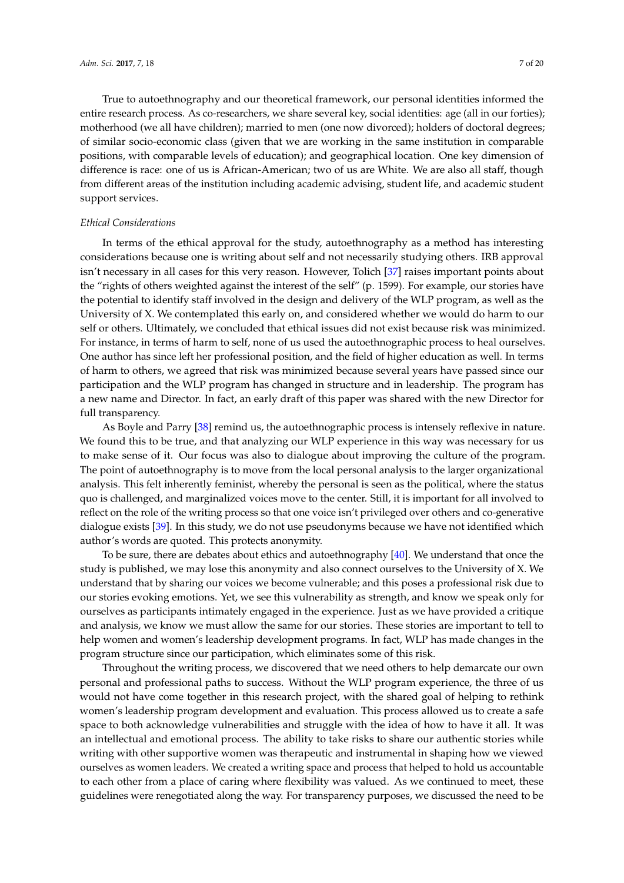True to autoethnography and our theoretical framework, our personal identities informed the entire research process. As co-researchers, we share several key, social identities: age (all in our forties); motherhood (we all have children); married to men (one now divorced); holders of doctoral degrees; of similar socio-economic class (given that we are working in the same institution in comparable positions, with comparable levels of education); and geographical location. One key dimension of difference is race: one of us is African-American; two of us are White. We are also all staff, though from different areas of the institution including academic advising, student life, and academic student support services.

*Ethical Considerations*

In terms of the ethical approval for the study, autoethnography as a method has interesting considerations because one is writing about self and not necessarily studying others. IRB approval isn't necessary in all cases for this very reason. However, Tolich [37] raises important points about the "rights of others weighted against the interest of the self" (p. 1599). For example, our stories have the potential to identify staff involved in the design and delivery of the WLP program, as well as the University of X. We contemplated this early on, and considered whether we would do harm to our self or others. Ultimately, we concluded that ethical issues did not exist because risk was minimized. For instance, in terms of harm to self, none of us used the autoethnographic process to heal ourselves. One author has since left her professional position, and the field of higher education as well. In terms of harm to others, we agreed that risk was minimized because several years have passed since our participation and the WLP program has changed in structure and in leadership. The program has a new name and Director. In fact, an early draft of this paper was shared with the new Director for full transparency.

As Boyle and Parry [38] remind us, the autoethnographic process is intensely reflexive in nature. We found this to be true, and that analyzing our WLP experience in this way was necessary for us to make sense of it. Our focus was also to dialogue about improving the culture of the program. The point of autoethnography is to move from the local personal analysis to the larger organizational analysis. This felt inherently feminist, whereby the personal is seen as the political, where the status quo is challenged, and marginalized voices move to the center. Still, it is important for all involved to reflect on the role of the writing process so that one voice isn't privileged over others and co-generative dialogue exists [39]. In this study, we do not use pseudonyms because we have not identified which author's words are quoted. This protects anonymity.

To be sure, there are debates about ethics and autoethnography [40]. We understand that once the study is published, we may lose this anonymity and also connect ourselves to the University of X. We understand that by sharing our voices we become vulnerable; and this poses a professional risk due to our stories evoking emotions. Yet, we see this vulnerability as strength, and know we speak only for ourselves as participants intimately engaged in the experience. Just as we have provided a critique and analysis, we know we must allow the same for our stories. These stories are important to tell to help women and women's leadership development programs. In fact, WLP has made changes in the program structure since our participation, which eliminates some of this risk.

Throughout the writing process, we discovered that we need others to help demarcate our own personal and professional paths to success. Without the WLP program experience, the three of us would not have come together in this research project, with the shared goal of helping to rethink women's leadership program development and evaluation. This process allowed us to create a safe space to both acknowledge vulnerabilities and struggle with the idea of how to have it all. It was an intellectual and emotional process. The ability to take risks to share our authentic stories while writing with other supportive women was therapeutic and instrumental in shaping how we viewed ourselves as women leaders. We created a writing space and process that helped to hold us accountable to each other from a place of caring where flexibility was valued. As we continued to meet, these guidelines were renegotiated along the way. For transparency purposes, we discussed the need to be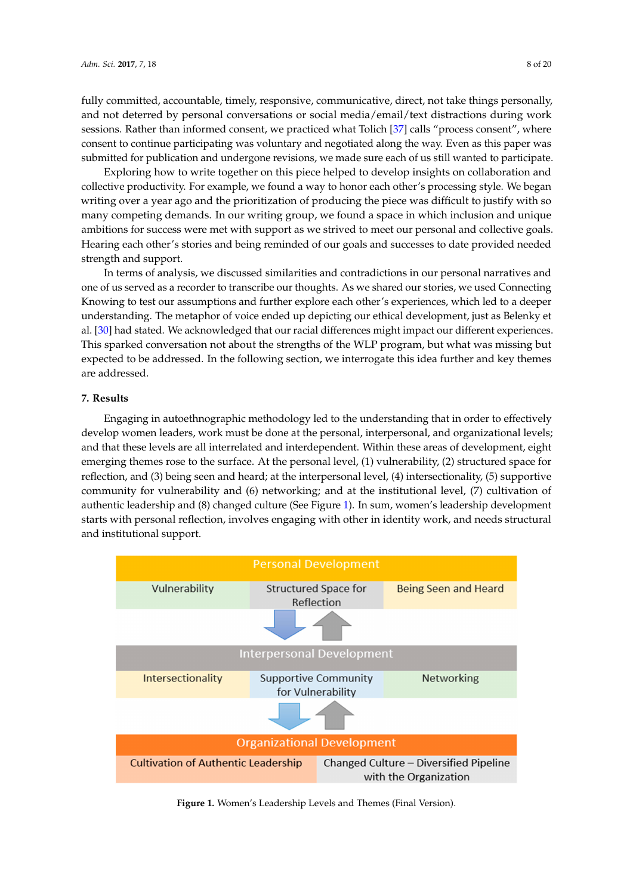fully committed, accountable, timely, responsive, communicative, direct, not take things personally, and not deterred by personal conversations or social media/email/text distractions during work sessions. Rather than informed consent, we practiced what Tolich [37] calls "process consent", where consent to continue participating was voluntary and negotiated along the way. Even as this paper was submitted for publication and undergone revisions, we made sure each of us still wanted to participate.

Exploring how to write together on this piece helped to develop insights on collaboration and collective productivity. For example, we found a way to honor each other's processing style. We began writing over a year ago and the prioritization of producing the piece was difficult to justify with so many competing demands. In our writing group, we found a space in which inclusion and unique ambitions for success were met with support as we strived to meet our personal and collective goals. Hearing each other's stories and being reminded of our goals and successes to date provided needed strength and support.

In terms of analysis, we discussed similarities and contradictions in our personal narratives and one of us served as a recorder to transcribe our thoughts. As we shared our stories, we used Connecting Knowing to test our assumptions and further explore each other's experiences, which led to a deeper understanding. The metaphor of voice ended up depicting our ethical development, just as Belenky et al. [30] had stated. We acknowledged that our racial differences might impact our different experiences. This sparked conversation not about the strengths of the WLP program, but what was missing but expected to be addressed. In the following section, we interrogate this idea further and key themes are addressed.

## 7. Results

Engaging in autoethnographic methodology led to the understanding that in order to effectively develop women leaders, work must be done at the personal, interpersonal, and organizational levels; and that these levels are all interrelated and interdependent. Within these areas of development, eight emerging themes rose to the surface. At the personal level, (1) vulnerability, (2) structured space for reflection, and (3) being seen and heard; at the interpersonal level, (4) intersectionality, (5) supportive community for vulnerability and (6) networking; and at the institutional level, (7) cultivation of authentic leadership and (8) changed culture (See Figure 1). In sum, women's leadership development starts with personal reflection, involves engaging with other in identity work, and needs structural and institutional support.

| Personal Development | | |
|---|---|---|
| Vulnerability | Structured Space for Reflection | Being Seen and Heard |
| **Interpersonal Development** | | |
| Intersectionality | Supportive Community for Vulnerability | Networking |
| **Organizational Development** | | |
| Cultivation of Authentic Leadership | Changed Culture – Diversified Pipeline with the Organization | |

**Figure 1.** Women's Leadership Levels and Themes (Final Version).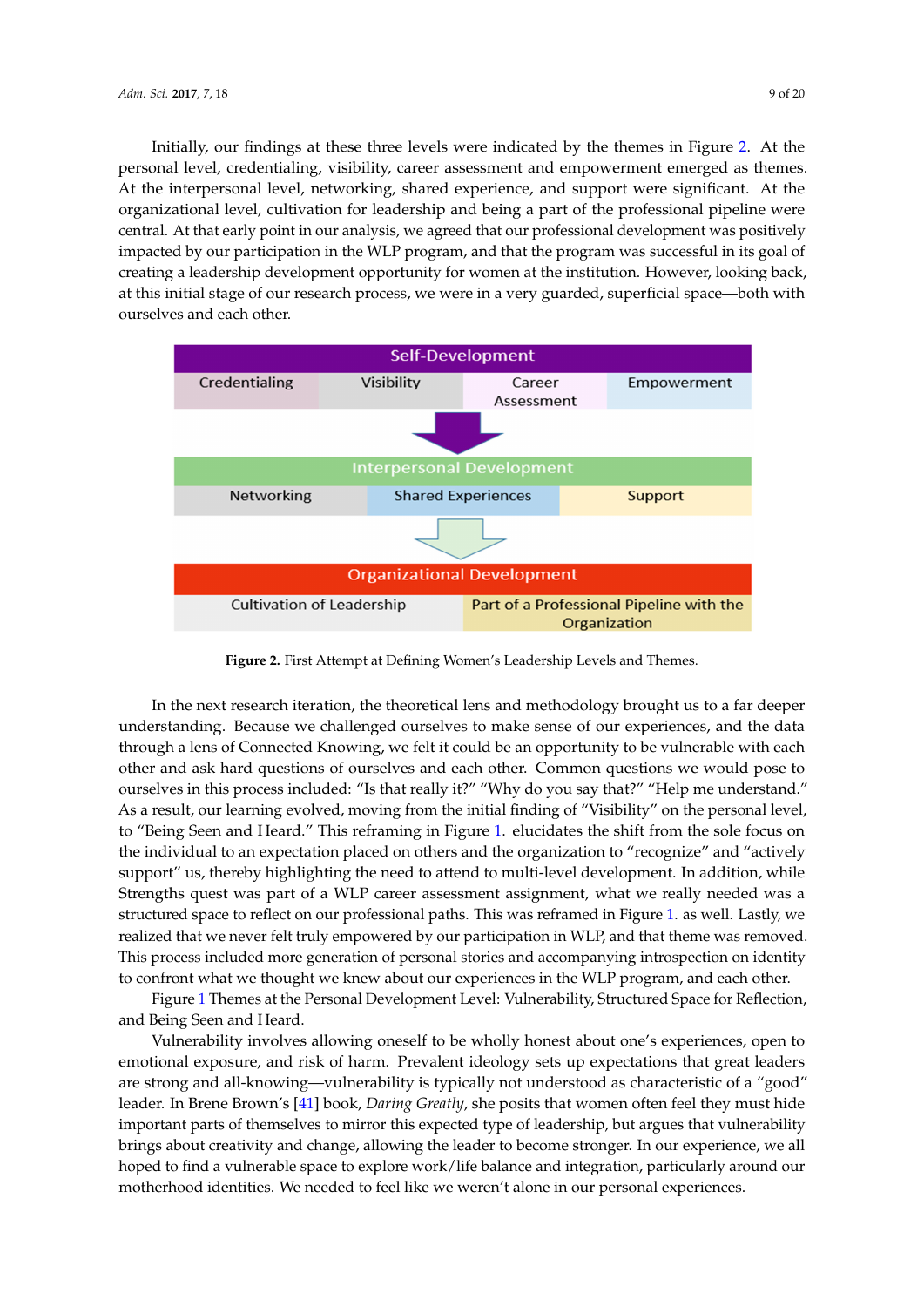Initially, our findings at these three levels were indicated by the themes in Figure 2. At the personal level, credentialing, visibility, career assessment and empowerment emerged as themes. At the interpersonal level, networking, shared experience, and support were significant. At the organizational level, cultivation for leadership and being a part of the professional pipeline were central. At that early point in our analysis, we agreed that our professional development was positively impacted by our participation in the WLP program, and that the program was successful in its goal of creating a leadership development opportunity for women at the institution. However, looking back, at this initial stage of our research process, we were in a very guarded, superficial space—both with ourselves and each other.

| Self-Development | | | |
|---|---|---|---|
| Credentialing | Visibility | Career Assessment | Empowerment |

| Interpersonal Development | | |
|---|---|---|
| Networking | Shared Experiences | Support |

| Organizational Development | |
|---|---|
| Cultivation of Leadership | Part of a Professional Pipeline with the Organization |

**Figure 2.** First Attempt at Defining Women's Leadership Levels and Themes.

In the next research iteration, the theoretical lens and methodology brought us to a far deeper understanding. Because we challenged ourselves to make sense of our experiences, and the data through a lens of Connected Knowing, we felt it could be an opportunity to be vulnerable with each other and ask hard questions of ourselves and each other. Common questions we would pose to ourselves in this process included: "Is that really it?" "Why do you say that?" "Help me understand." As a result, our learning evolved, moving from the initial finding of "Visibility" on the personal level, to "Being Seen and Heard." This reframing in Figure 1. elucidates the shift from the sole focus on the individual to an expectation placed on others and the organization to "recognize" and "actively support" us, thereby highlighting the need to attend to multi-level development. In addition, while Strengths quest was part of a WLP career assessment assignment, what we really needed was a structured space to reflect on our professional paths. This was reframed in Figure 1. as well. Lastly, we realized that we never felt truly empowered by our participation in WLP, and that theme was removed. This process included more generation of personal stories and accompanying introspection on identity to confront what we thought we knew about our experiences in the WLP program, and each other.

Figure 1 Themes at the Personal Development Level: Vulnerability, Structured Space for Reflection, and Being Seen and Heard.

Vulnerability involves allowing oneself to be wholly honest about one's experiences, open to emotional exposure, and risk of harm. Prevalent ideology sets up expectations that great leaders are strong and all-knowing—vulnerability is typically not understood as characteristic of a "good" leader. In Brene Brown's [41] book, *Daring Greatly*, she posits that women often feel they must hide important parts of themselves to mirror this expected type of leadership, but argues that vulnerability brings about creativity and change, allowing the leader to become stronger. In our experience, we all hoped to find a vulnerable space to explore work/life balance and integration, particularly around our motherhood identities. We needed to feel like we weren't alone in our personal experiences.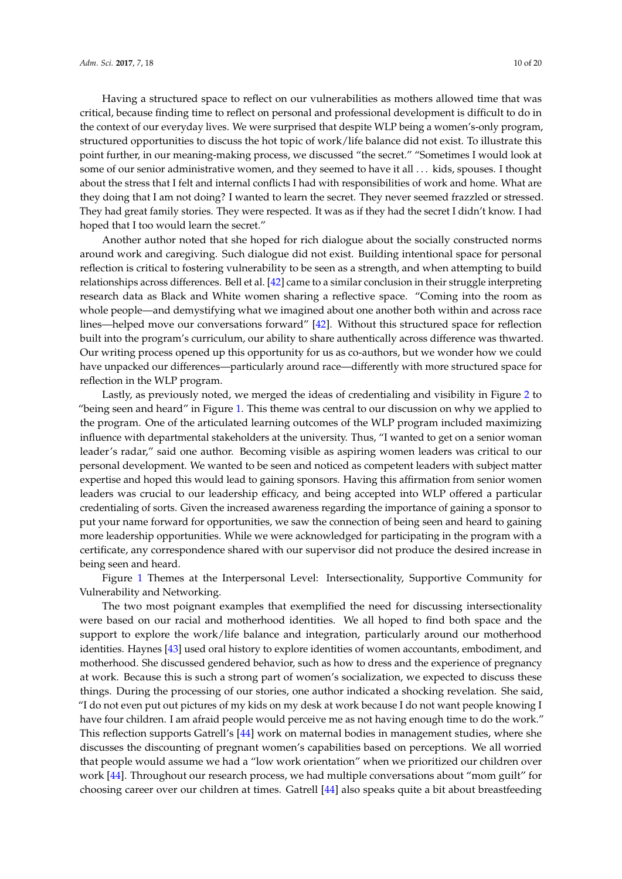Having a structured space to reflect on our vulnerabilities as mothers allowed time that was critical, because finding time to reflect on personal and professional development is difficult to do in the context of our everyday lives. We were surprised that despite WLP being a women's-only program, structured opportunities to discuss the hot topic of work/life balance did not exist. To illustrate this point further, in our meaning-making process, we discussed "the secret." "Sometimes I would look at some of our senior administrative women, and they seemed to have it all . . . kids, spouses. I thought about the stress that I felt and internal conflicts I had with responsibilities of work and home. What are they doing that I am not doing? I wanted to learn the secret. They never seemed frazzled or stressed. They had great family stories. They were respected. It was as if they had the secret I didn't know. I had hoped that I too would learn the secret."

Another author noted that she hoped for rich dialogue about the socially constructed norms around work and caregiving. Such dialogue did not exist. Building intentional space for personal reflection is critical to fostering vulnerability to be seen as a strength, and when attempting to build relationships across differences. Bell et al. [42] came to a similar conclusion in their struggle interpreting research data as Black and White women sharing a reflective space. "Coming into the room as whole people—and demystifying what we imagined about one another both within and across race lines—helped move our conversations forward" [42]. Without this structured space for reflection built into the program's curriculum, our ability to share authentically across difference was thwarted. Our writing process opened up this opportunity for us as co-authors, but we wonder how we could have unpacked our differences—particularly around race—differently with more structured space for reflection in the WLP program.

Lastly, as previously noted, we merged the ideas of credentialing and visibility in Figure 2 to "being seen and heard" in Figure 1. This theme was central to our discussion on why we applied to the program. One of the articulated learning outcomes of the WLP program included maximizing influence with departmental stakeholders at the university. Thus, "I wanted to get on a senior woman leader's radar," said one author. Becoming visible as aspiring women leaders was critical to our personal development. We wanted to be seen and noticed as competent leaders with subject matter expertise and hoped this would lead to gaining sponsors. Having this affirmation from senior women leaders was crucial to our leadership efficacy, and being accepted into WLP offered a particular credentialing of sorts. Given the increased awareness regarding the importance of gaining a sponsor to put your name forward for opportunities, we saw the connection of being seen and heard to gaining more leadership opportunities. While we were acknowledged for participating in the program with a certificate, any correspondence shared with our supervisor did not produce the desired increase in being seen and heard.

Figure 1 Themes at the Interpersonal Level: Intersectionality, Supportive Community for Vulnerability and Networking.

The two most poignant examples that exemplified the need for discussing intersectionality were based on our racial and motherhood identities. We all hoped to find both space and the support to explore the work/life balance and integration, particularly around our motherhood identities. Haynes [43] used oral history to explore identities of women accountants, embodiment, and motherhood. She discussed gendered behavior, such as how to dress and the experience of pregnancy at work. Because this is such a strong part of women's socialization, we expected to discuss these things. During the processing of our stories, one author indicated a shocking revelation. She said, "I do not even put out pictures of my kids on my desk at work because I do not want people knowing I have four children. I am afraid people would perceive me as not having enough time to do the work." This reflection supports Gatrell's [44] work on maternal bodies in management studies, where she discusses the discounting of pregnant women's capabilities based on perceptions. We all worried that people would assume we had a "low work orientation" when we prioritized our children over work [44]. Throughout our research process, we had multiple conversations about "mom guilt" for choosing career over our children at times. Gatrell [44] also speaks quite a bit about breastfeeding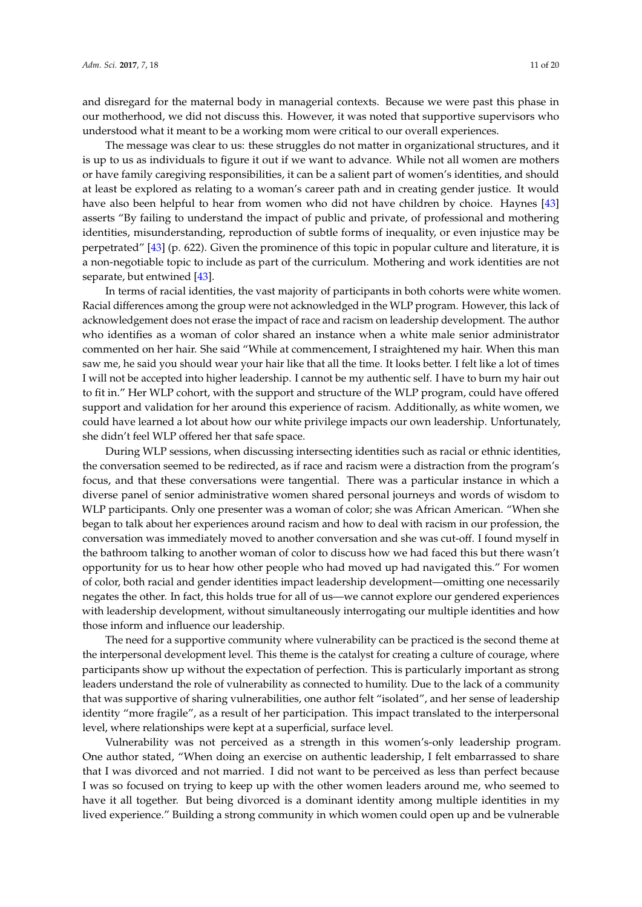and disregard for the maternal body in managerial contexts. Because we were past this phase in our motherhood, we did not discuss this. However, it was noted that supportive supervisors who understood what it meant to be a working mom were critical to our overall experiences.

The message was clear to us: these struggles do not matter in organizational structures, and it is up to us as individuals to figure it out if we want to advance. While not all women are mothers or have family caregiving responsibilities, it can be a salient part of women's identities, and should at least be explored as relating to a woman's career path and in creating gender justice. It would have also been helpful to hear from women who did not have children by choice. Haynes [43] asserts "By failing to understand the impact of public and private, of professional and mothering identities, misunderstanding, reproduction of subtle forms of inequality, or even injustice may be perpetrated" [43] (p. 622). Given the prominence of this topic in popular culture and literature, it is a non-negotiable topic to include as part of the curriculum. Mothering and work identities are not separate, but entwined [43].

In terms of racial identities, the vast majority of participants in both cohorts were white women. Racial differences among the group were not acknowledged in the WLP program. However, this lack of acknowledgement does not erase the impact of race and racism on leadership development. The author who identifies as a woman of color shared an instance when a white male senior administrator commented on her hair. She said "While at commencement, I straightened my hair. When this man saw me, he said you should wear your hair like that all the time. It looks better. I felt like a lot of times I will not be accepted into higher leadership. I cannot be my authentic self. I have to burn my hair out to fit in." Her WLP cohort, with the support and structure of the WLP program, could have offered support and validation for her around this experience of racism. Additionally, as white women, we could have learned a lot about how our white privilege impacts our own leadership. Unfortunately, she didn't feel WLP offered her that safe space.

During WLP sessions, when discussing intersecting identities such as racial or ethnic identities, the conversation seemed to be redirected, as if race and racism were a distraction from the program's focus, and that these conversations were tangential. There was a particular instance in which a diverse panel of senior administrative women shared personal journeys and words of wisdom to WLP participants. Only one presenter was a woman of color; she was African American. "When she began to talk about her experiences around racism and how to deal with racism in our profession, the conversation was immediately moved to another conversation and she was cut-off. I found myself in the bathroom talking to another woman of color to discuss how we had faced this but there wasn't opportunity for us to hear how other people who had moved up had navigated this." For women of color, both racial and gender identities impact leadership development—omitting one necessarily negates the other. In fact, this holds true for all of us—we cannot explore our gendered experiences with leadership development, without simultaneously interrogating our multiple identities and how those inform and influence our leadership.

The need for a supportive community where vulnerability can be practiced is the second theme at the interpersonal development level. This theme is the catalyst for creating a culture of courage, where participants show up without the expectation of perfection. This is particularly important as strong leaders understand the role of vulnerability as connected to humility. Due to the lack of a community that was supportive of sharing vulnerabilities, one author felt "isolated", and her sense of leadership identity "more fragile", as a result of her participation. This impact translated to the interpersonal level, where relationships were kept at a superficial, surface level.

Vulnerability was not perceived as a strength in this women's-only leadership program. One author stated, "When doing an exercise on authentic leadership, I felt embarrassed to share that I was divorced and not married. I did not want to be perceived as less than perfect because I was so focused on trying to keep up with the other women leaders around me, who seemed to have it all together. But being divorced is a dominant identity among multiple identities in my lived experience." Building a strong community in which women could open up and be vulnerable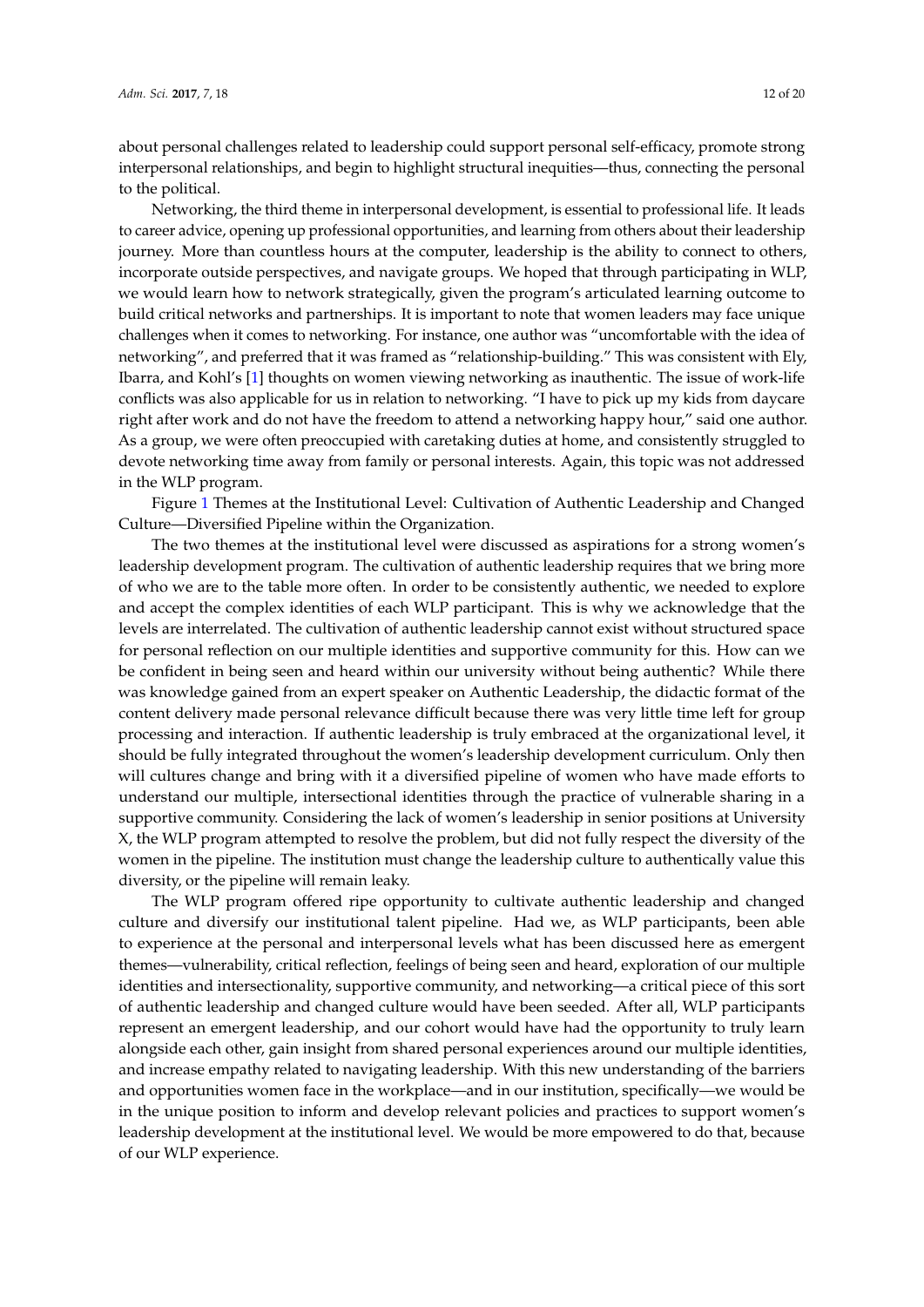about personal challenges related to leadership could support personal self-efficacy, promote strong interpersonal relationships, and begin to highlight structural inequities—thus, connecting the personal to the political.

Networking, the third theme in interpersonal development, is essential to professional life. It leads to career advice, opening up professional opportunities, and learning from others about their leadership journey. More than countless hours at the computer, leadership is the ability to connect to others, incorporate outside perspectives, and navigate groups. We hoped that through participating in WLP, we would learn how to network strategically, given the program's articulated learning outcome to build critical networks and partnerships. It is important to note that women leaders may face unique challenges when it comes to networking. For instance, one author was "uncomfortable with the idea of networking", and preferred that it was framed as "relationship-building." This was consistent with Ely, Ibarra, and Kohl's [1] thoughts on women viewing networking as inauthentic. The issue of work-life conflicts was also applicable for us in relation to networking. "I have to pick up my kids from daycare right after work and do not have the freedom to attend a networking happy hour," said one author. As a group, we were often preoccupied with caretaking duties at home, and consistently struggled to devote networking time away from family or personal interests. Again, this topic was not addressed in the WLP program.

Figure 1 Themes at the Institutional Level: Cultivation of Authentic Leadership and Changed Culture—Diversified Pipeline within the Organization.

The two themes at the institutional level were discussed as aspirations for a strong women's leadership development program. The cultivation of authentic leadership requires that we bring more of who we are to the table more often. In order to be consistently authentic, we needed to explore and accept the complex identities of each WLP participant. This is why we acknowledge that the levels are interrelated. The cultivation of authentic leadership cannot exist without structured space for personal reflection on our multiple identities and supportive community for this. How can we be confident in being seen and heard within our university without being authentic? While there was knowledge gained from an expert speaker on Authentic Leadership, the didactic format of the content delivery made personal relevance difficult because there was very little time left for group processing and interaction. If authentic leadership is truly embraced at the organizational level, it should be fully integrated throughout the women's leadership development curriculum. Only then will cultures change and bring with it a diversified pipeline of women who have made efforts to understand our multiple, intersectional identities through the practice of vulnerable sharing in a supportive community. Considering the lack of women's leadership in senior positions at University X, the WLP program attempted to resolve the problem, but did not fully respect the diversity of the women in the pipeline. The institution must change the leadership culture to authentically value this diversity, or the pipeline will remain leaky.

The WLP program offered ripe opportunity to cultivate authentic leadership and changed culture and diversify our institutional talent pipeline. Had we, as WLP participants, been able to experience at the personal and interpersonal levels what has been discussed here as emergent themes—vulnerability, critical reflection, feelings of being seen and heard, exploration of our multiple identities and intersectionality, supportive community, and networking—a critical piece of this sort of authentic leadership and changed culture would have been seeded. After all, WLP participants represent an emergent leadership, and our cohort would have had the opportunity to truly learn alongside each other, gain insight from shared personal experiences around our multiple identities, and increase empathy related to navigating leadership. With this new understanding of the barriers and opportunities women face in the workplace—and in our institution, specifically—we would be in the unique position to inform and develop relevant policies and practices to support women's leadership development at the institutional level. We would be more empowered to do that, because of our WLP experience.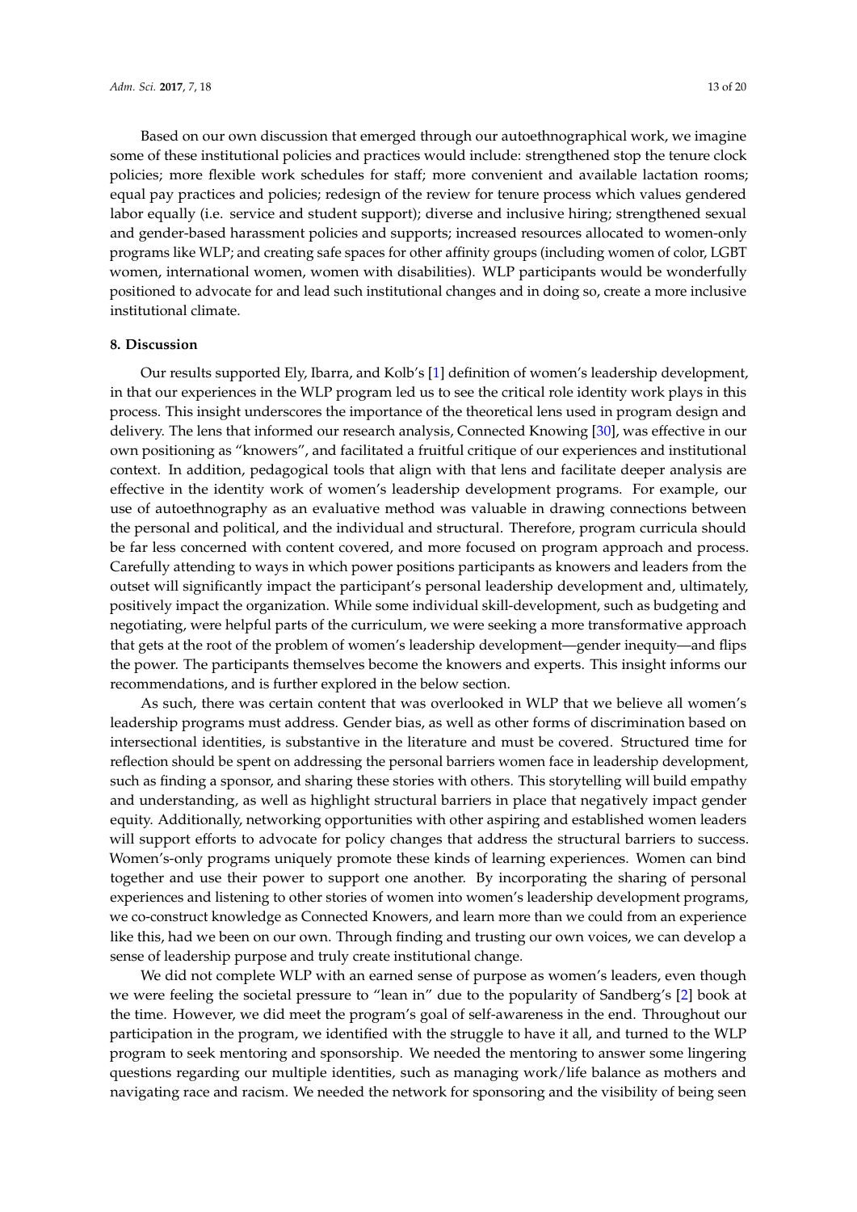Based on our own discussion that emerged through our autoethnographical work, we imagine some of these institutional policies and practices would include: strengthened stop the tenure clock policies; more flexible work schedules for staff; more convenient and available lactation rooms; equal pay practices and policies; redesign of the review for tenure process which values gendered labor equally (i.e. service and student support); diverse and inclusive hiring; strengthened sexual and gender-based harassment policies and supports; increased resources allocated to women-only programs like WLP; and creating safe spaces for other affinity groups (including women of color, LGBT women, international women, women with disabilities). WLP participants would be wonderfully positioned to advocate for and lead such institutional changes and in doing so, create a more inclusive institutional climate.

## 8. Discussion

Our results supported Ely, Ibarra, and Kolb's [1] definition of women's leadership development, in that our experiences in the WLP program led us to see the critical role identity work plays in this process. This insight underscores the importance of the theoretical lens used in program design and delivery. The lens that informed our research analysis, Connected Knowing [30], was effective in our own positioning as "knowers", and facilitated a fruitful critique of our experiences and institutional context. In addition, pedagogical tools that align with that lens and facilitate deeper analysis are effective in the identity work of women's leadership development programs. For example, our use of autoethnography as an evaluative method was valuable in drawing connections between the personal and political, and the individual and structural. Therefore, program curricula should be far less concerned with content covered, and more focused on program approach and process. Carefully attending to ways in which power positions participants as knowers and leaders from the outset will significantly impact the participant's personal leadership development and, ultimately, positively impact the organization. While some individual skill-development, such as budgeting and negotiating, were helpful parts of the curriculum, we were seeking a more transformative approach that gets at the root of the problem of women's leadership development—gender inequity—and flips the power. The participants themselves become the knowers and experts. This insight informs our recommendations, and is further explored in the below section.

As such, there was certain content that was overlooked in WLP that we believe all women's leadership programs must address. Gender bias, as well as other forms of discrimination based on intersectional identities, is substantive in the literature and must be covered. Structured time for reflection should be spent on addressing the personal barriers women face in leadership development, such as finding a sponsor, and sharing these stories with others. This storytelling will build empathy and understanding, as well as highlight structural barriers in place that negatively impact gender equity. Additionally, networking opportunities with other aspiring and established women leaders will support efforts to advocate for policy changes that address the structural barriers to success. Women's-only programs uniquely promote these kinds of learning experiences. Women can bind together and use their power to support one another. By incorporating the sharing of personal experiences and listening to other stories of women into women's leadership development programs, we co-construct knowledge as Connected Knowers, and learn more than we could from an experience like this, had we been on our own. Through finding and trusting our own voices, we can develop a sense of leadership purpose and truly create institutional change.

We did not complete WLP with an earned sense of purpose as women's leaders, even though we were feeling the societal pressure to "lean in" due to the popularity of Sandberg's [2] book at the time. However, we did meet the program's goal of self-awareness in the end. Throughout our participation in the program, we identified with the struggle to have it all, and turned to the WLP program to seek mentoring and sponsorship. We needed the mentoring to answer some lingering questions regarding our multiple identities, such as managing work/life balance as mothers and navigating race and racism. We needed the network for sponsoring and the visibility of being seen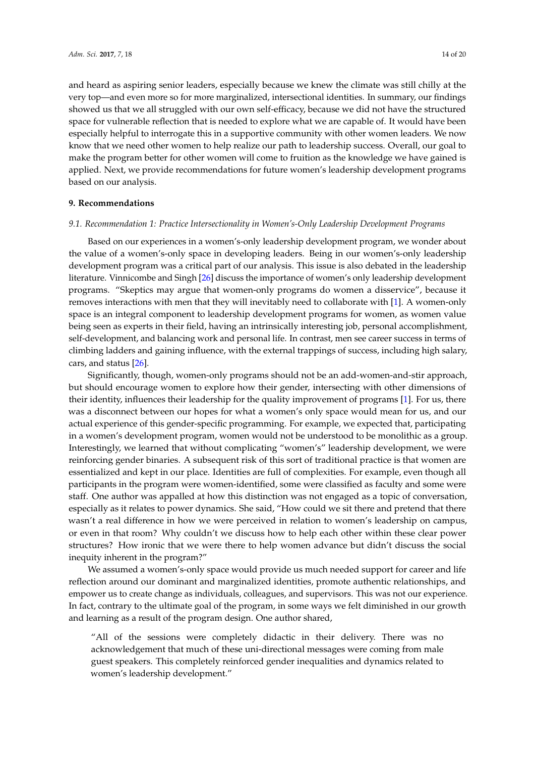and heard as aspiring senior leaders, especially because we knew the climate was still chilly at the very top—and even more so for more marginalized, intersectional identities. In summary, our findings showed us that we all struggled with our own self-efficacy, because we did not have the structured space for vulnerable reflection that is needed to explore what we are capable of. It would have been especially helpful to interrogate this in a supportive community with other women leaders. We now know that we need other women to help realize our path to leadership success. Overall, our goal to make the program better for other women will come to fruition as the knowledge we have gained is applied. Next, we provide recommendations for future women's leadership development programs based on our analysis.

## 9. Recommendations

### *9.1. Recommendation 1: Practice Intersectionality in Women's-Only Leadership Development Programs*

Based on our experiences in a women's-only leadership development program, we wonder about the value of a women's-only space in developing leaders. Being in our women's-only leadership development program was a critical part of our analysis. This issue is also debated in the leadership literature. Vinnicombe and Singh [26] discuss the importance of women's only leadership development programs. "Skeptics may argue that women-only programs do women a disservice", because it removes interactions with men that they will inevitably need to collaborate with [1]. A women-only space is an integral component to leadership development programs for women, as women value being seen as experts in their field, having an intrinsically interesting job, personal accomplishment, self-development, and balancing work and personal life. In contrast, men see career success in terms of climbing ladders and gaining influence, with the external trappings of success, including high salary, cars, and status [26].

Significantly, though, women-only programs should not be an add-women-and-stir approach, but should encourage women to explore how their gender, intersecting with other dimensions of their identity, influences their leadership for the quality improvement of programs [1]. For us, there was a disconnect between our hopes for what a women's only space would mean for us, and our actual experience of this gender-specific programming. For example, we expected that, participating in a women's development program, women would not be understood to be monolithic as a group. Interestingly, we learned that without complicating "women's" leadership development, we were reinforcing gender binaries. A subsequent risk of this sort of traditional practice is that women are essentialized and kept in our place. Identities are full of complexities. For example, even though all participants in the program were women-identified, some were classified as faculty and some were staff. One author was appalled at how this distinction was not engaged as a topic of conversation, especially as it relates to power dynamics. She said, "How could we sit there and pretend that there wasn't a real difference in how we were perceived in relation to women's leadership on campus, or even in that room? Why couldn't we discuss how to help each other within these clear power structures? How ironic that we were there to help women advance but didn't discuss the social inequity inherent in the program?"

We assumed a women's-only space would provide us much needed support for career and life reflection around our dominant and marginalized identities, promote authentic relationships, and empower us to create change as individuals, colleagues, and supervisors. This was not our experience. In fact, contrary to the ultimate goal of the program, in some ways we felt diminished in our growth and learning as a result of the program design. One author shared,

> "All of the sessions were completely didactic in their delivery. There was no acknowledgement that much of these uni-directional messages were coming from male guest speakers. This completely reinforced gender inequalities and dynamics related to women's leadership development."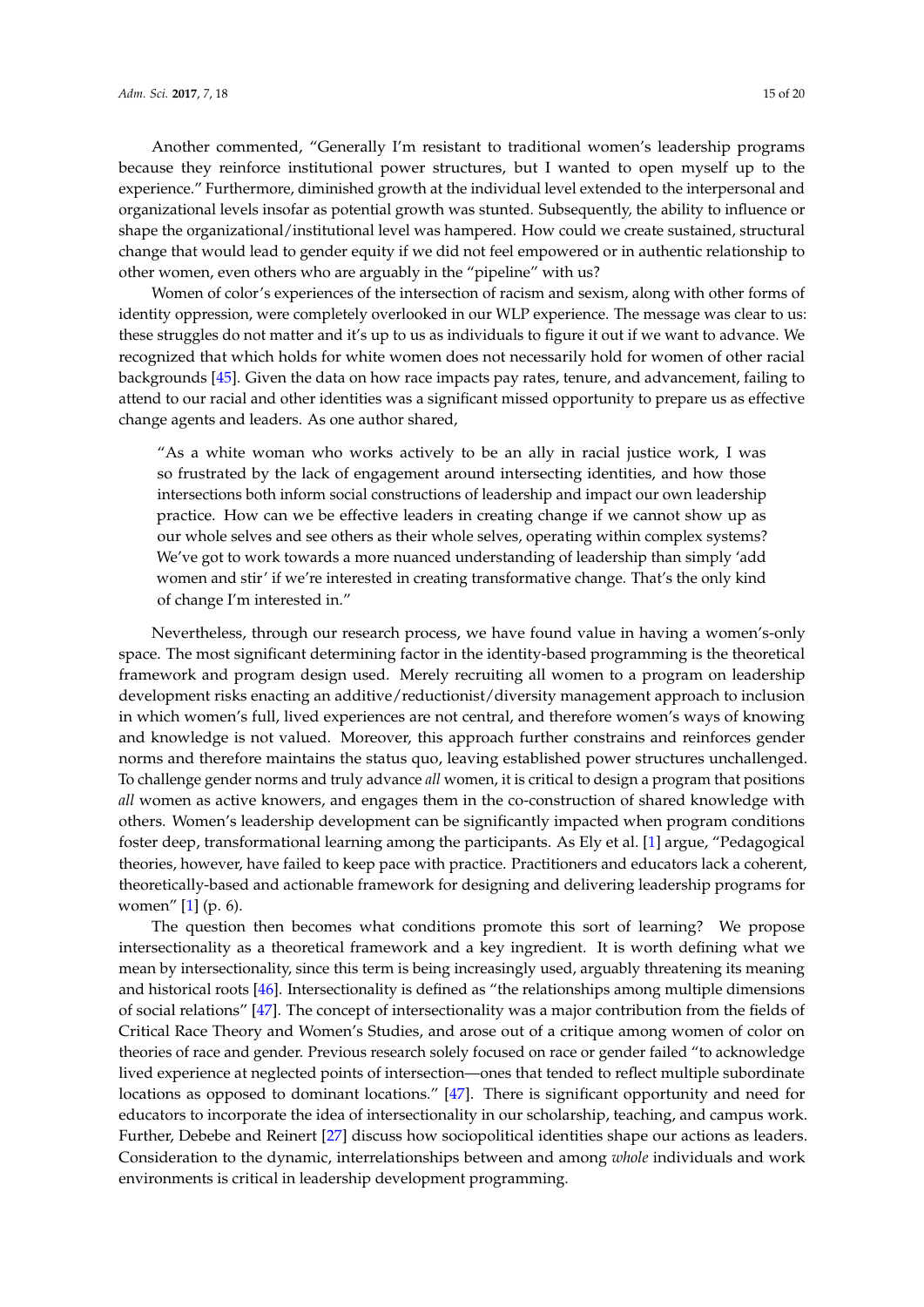Another commented, “Generally I’m resistant to traditional women’s leadership programs because they reinforce institutional power structures, but I wanted to open myself up to the experience.” Furthermore, diminished growth at the individual level extended to the interpersonal and organizational levels insofar as potential growth was stunted. Subsequently, the ability to influence or shape the organizational/institutional level was hampered. How could we create sustained, structural change that would lead to gender equity if we did not feel empowered or in authentic relationship to other women, even others who are arguably in the “pipeline” with us?

Women of color’s experiences of the intersection of racism and sexism, along with other forms of identity oppression, were completely overlooked in our WLP experience. The message was clear to us: these struggles do not matter and it’s up to us as individuals to figure it out if we want to advance. We recognized that which holds for white women does not necessarily hold for women of other racial backgrounds [45]. Given the data on how race impacts pay rates, tenure, and advancement, failing to attend to our racial and other identities was a significant missed opportunity to prepare us as effective change agents and leaders. As one author shared,

> “As a white woman who works actively to be an ally in racial justice work, I was so frustrated by the lack of engagement around intersecting identities, and how those intersections both inform social constructions of leadership and impact our own leadership practice. How can we be effective leaders in creating change if we cannot show up as our whole selves and see others as their whole selves, operating within complex systems? We’ve got to work towards a more nuanced understanding of leadership than simply ‘add women and stir’ if we’re interested in creating transformative change. That’s the only kind of change I’m interested in.”

Nevertheless, through our research process, we have found value in having a women’s-only space. The most significant determining factor in the identity-based programming is the theoretical framework and program design used. Merely recruiting all women to a program on leadership development risks enacting an additive/reductionist/diversity management approach to inclusion in which women’s full, lived experiences are not central, and therefore women’s ways of knowing and knowledge is not valued. Moreover, this approach further constrains and reinforces gender norms and therefore maintains the status quo, leaving established power structures unchallenged. To challenge gender norms and truly advance *all* women, it is critical to design a program that positions *all* women as active knowers, and engages them in the co-construction of shared knowledge with others. Women’s leadership development can be significantly impacted when program conditions foster deep, transformational learning among the participants. As Ely et al. [1] argue, “Pedagogical theories, however, have failed to keep pace with practice. Practitioners and educators lack a coherent, theoretically-based and actionable framework for designing and delivering leadership programs for women” [1] (p. 6).

The question then becomes what conditions promote this sort of learning? We propose intersectionality as a theoretical framework and a key ingredient. It is worth defining what we mean by intersectionality, since this term is being increasingly used, arguably threatening its meaning and historical roots [46]. Intersectionality is defined as “the relationships among multiple dimensions of social relations” [47]. The concept of intersectionality was a major contribution from the fields of Critical Race Theory and Women’s Studies, and arose out of a critique among women of color on theories of race and gender. Previous research solely focused on race or gender failed “to acknowledge lived experience at neglected points of intersection—ones that tended to reflect multiple subordinate locations as opposed to dominant locations.” [47]. There is significant opportunity and need for educators to incorporate the idea of intersectionality in our scholarship, teaching, and campus work. Further, Debebe and Reinert [27] discuss how sociopolitical identities shape our actions as leaders. Consideration to the dynamic, interrelationships between and among *whole* individuals and work environments is critical in leadership development programming.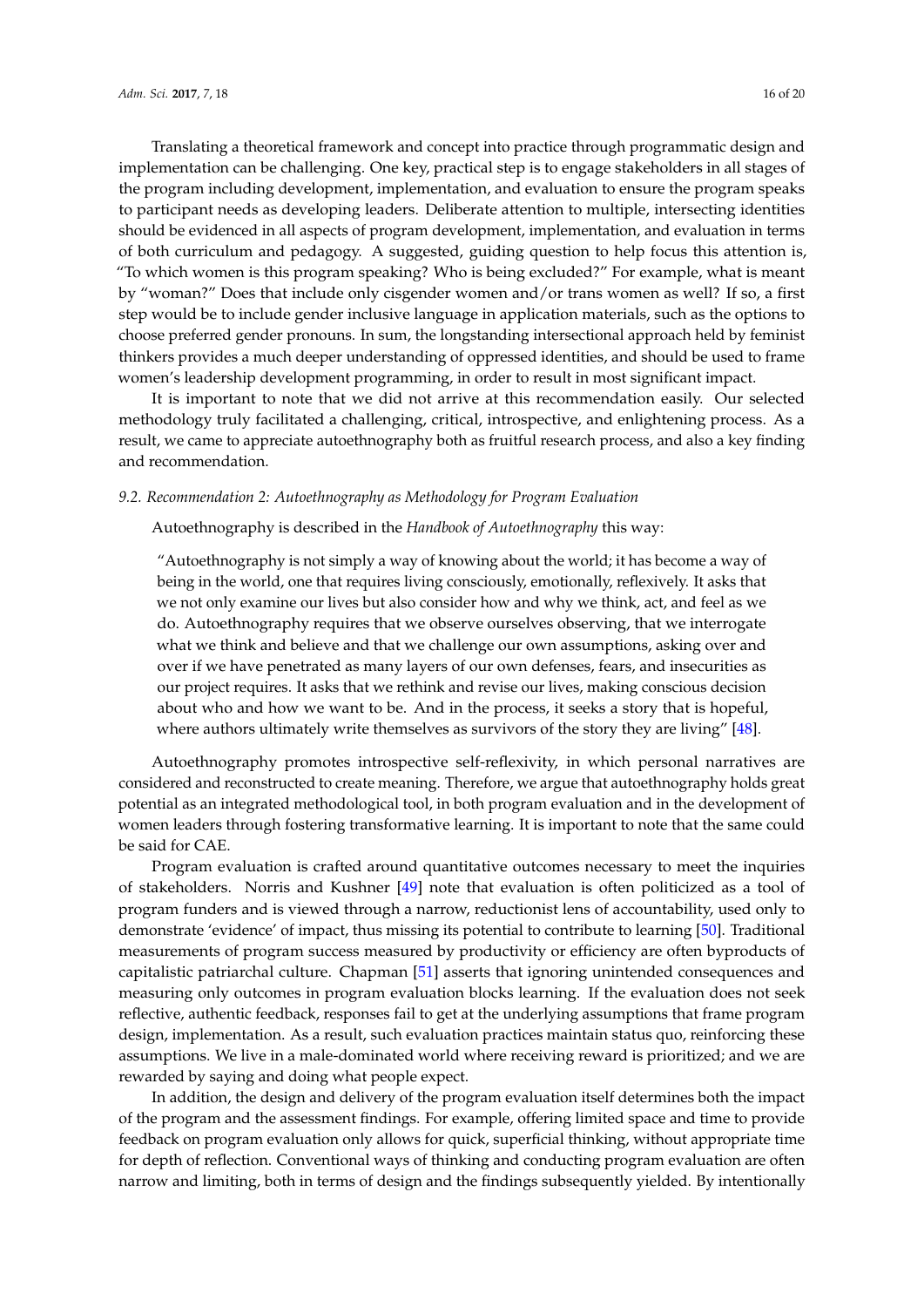Translating a theoretical framework and concept into practice through programmatic design and implementation can be challenging. One key, practical step is to engage stakeholders in all stages of the program including development, implementation, and evaluation to ensure the program speaks to participant needs as developing leaders. Deliberate attention to multiple, intersecting identities should be evidenced in all aspects of program development, implementation, and evaluation in terms of both curriculum and pedagogy. A suggested, guiding question to help focus this attention is, "To which women is this program speaking? Who is being excluded?" For example, what is meant by "woman?" Does that include only cisgender women and/or trans women as well? If so, a first step would be to include gender inclusive language in application materials, such as the options to choose preferred gender pronouns. In sum, the longstanding intersectional approach held by feminist thinkers provides a much deeper understanding of oppressed identities, and should be used to frame women's leadership development programming, in order to result in most significant impact.

It is important to note that we did not arrive at this recommendation easily. Our selected methodology truly facilitated a challenging, critical, introspective, and enlightening process. As a result, we came to appreciate autoethnography both as fruitful research process, and also a key finding and recommendation.

### *9.2. Recommendation 2: Autoethnography as Methodology for Program Evaluation*

Autoethnography is described in the *Handbook of Autoethnography* this way:

> "Autoethnography is not simply a way of knowing about the world; it has become a way of being in the world, one that requires living consciously, emotionally, reflexively. It asks that we not only examine our lives but also consider how and why we think, act, and feel as we do. Autoethnography requires that we observe ourselves observing, that we interrogate what we think and believe and that we challenge our own assumptions, asking over and over if we have penetrated as many layers of our own defenses, fears, and insecurities as our project requires. It asks that we rethink and revise our lives, making conscious decision about who and how we want to be. And in the process, it seeks a story that is hopeful, where authors ultimately write themselves as survivors of the story they are living" [48].

Autoethnography promotes introspective self-reflexivity, in which personal narratives are considered and reconstructed to create meaning. Therefore, we argue that autoethnography holds great potential as an integrated methodological tool, in both program evaluation and in the development of women leaders through fostering transformative learning. It is important to note that the same could be said for CAE.

Program evaluation is crafted around quantitative outcomes necessary to meet the inquiries of stakeholders. Norris and Kushner [49] note that evaluation is often politicized as a tool of program funders and is viewed through a narrow, reductionist lens of accountability, used only to demonstrate 'evidence' of impact, thus missing its potential to contribute to learning [50]. Traditional measurements of program success measured by productivity or efficiency are often byproducts of capitalistic patriarchal culture. Chapman [51] asserts that ignoring unintended consequences and measuring only outcomes in program evaluation blocks learning. If the evaluation does not seek reflective, authentic feedback, responses fail to get at the underlying assumptions that frame program design, implementation. As a result, such evaluation practices maintain status quo, reinforcing these assumptions. We live in a male-dominated world where receiving reward is prioritized; and we are rewarded by saying and doing what people expect.

In addition, the design and delivery of the program evaluation itself determines both the impact of the program and the assessment findings. For example, offering limited space and time to provide feedback on program evaluation only allows for quick, superficial thinking, without appropriate time for depth of reflection. Conventional ways of thinking and conducting program evaluation are often narrow and limiting, both in terms of design and the findings subsequently yielded. By intentionally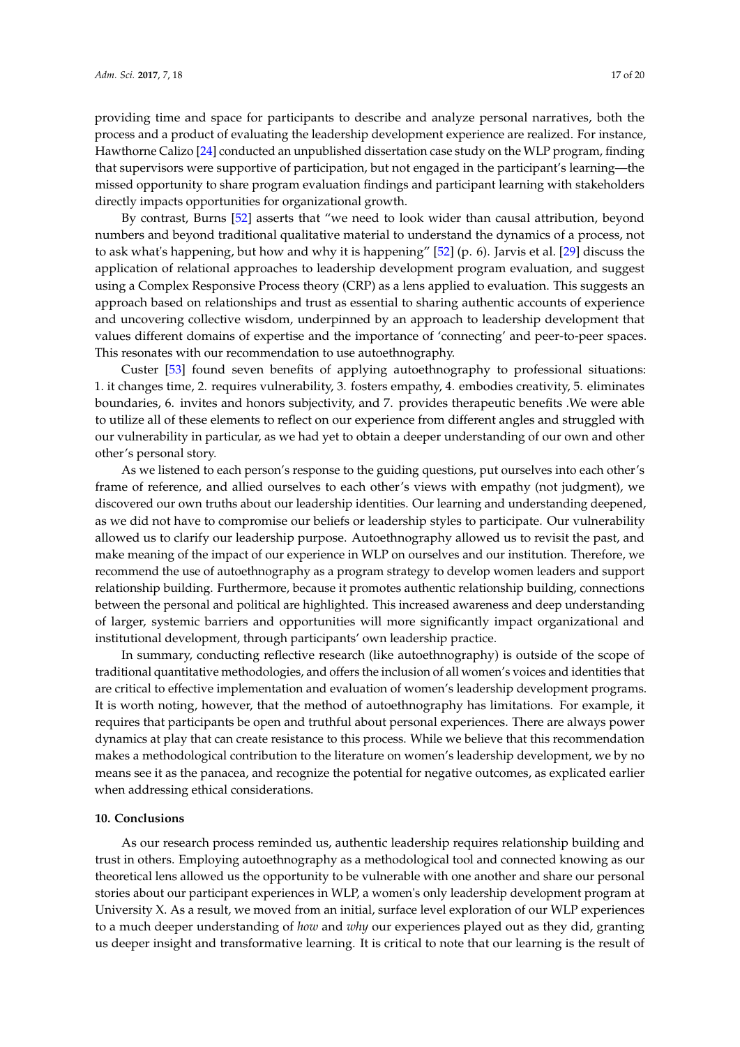providing time and space for participants to describe and analyze personal narratives, both the process and a product of evaluating the leadership development experience are realized. For instance, Hawthorne Calizo [24] conducted an unpublished dissertation case study on the WLP program, finding that supervisors were supportive of participation, but not engaged in the participant's learning—the missed opportunity to share program evaluation findings and participant learning with stakeholders directly impacts opportunities for organizational growth.

By contrast, Burns [52] asserts that "we need to look wider than causal attribution, beyond numbers and beyond traditional qualitative material to understand the dynamics of a process, not to ask what's happening, but how and why it is happening" [52] (p. 6). Jarvis et al. [29] discuss the application of relational approaches to leadership development program evaluation, and suggest using a Complex Responsive Process theory (CRP) as a lens applied to evaluation. This suggests an approach based on relationships and trust as essential to sharing authentic accounts of experience and uncovering collective wisdom, underpinned by an approach to leadership development that values different domains of expertise and the importance of 'connecting' and peer-to-peer spaces. This resonates with our recommendation to use autoethnography.

Custer [53] found seven benefits of applying autoethnography to professional situations: 1. it changes time, 2. requires vulnerability, 3. fosters empathy, 4. embodies creativity, 5. eliminates boundaries, 6. invites and honors subjectivity, and 7. provides therapeutic benefits .We were able to utilize all of these elements to reflect on our experience from different angles and struggled with our vulnerability in particular, as we had yet to obtain a deeper understanding of our own and other other's personal story.

As we listened to each person's response to the guiding questions, put ourselves into each other's frame of reference, and allied ourselves to each other's views with empathy (not judgment), we discovered our own truths about our leadership identities. Our learning and understanding deepened, as we did not have to compromise our beliefs or leadership styles to participate. Our vulnerability allowed us to clarify our leadership purpose. Autoethnography allowed us to revisit the past, and make meaning of the impact of our experience in WLP on ourselves and our institution. Therefore, we recommend the use of autoethnography as a program strategy to develop women leaders and support relationship building. Furthermore, because it promotes authentic relationship building, connections between the personal and political are highlighted. This increased awareness and deep understanding of larger, systemic barriers and opportunities will more significantly impact organizational and institutional development, through participants' own leadership practice.

In summary, conducting reflective research (like autoethnography) is outside of the scope of traditional quantitative methodologies, and offers the inclusion of all women's voices and identities that are critical to effective implementation and evaluation of women's leadership development programs. It is worth noting, however, that the method of autoethnography has limitations. For example, it requires that participants be open and truthful about personal experiences. There are always power dynamics at play that can create resistance to this process. While we believe that this recommendation makes a methodological contribution to the literature on women's leadership development, we by no means see it as the panacea, and recognize the potential for negative outcomes, as explicated earlier when addressing ethical considerations.

## 10. Conclusions

As our research process reminded us, authentic leadership requires relationship building and trust in others. Employing autoethnography as a methodological tool and connected knowing as our theoretical lens allowed us the opportunity to be vulnerable with one another and share our personal stories about our participant experiences in WLP, a women's only leadership development program at University X. As a result, we moved from an initial, surface level exploration of our WLP experiences to a much deeper understanding of *how* and *why* our experiences played out as they did, granting us deeper insight and transformative learning. It is critical to note that our learning is the result of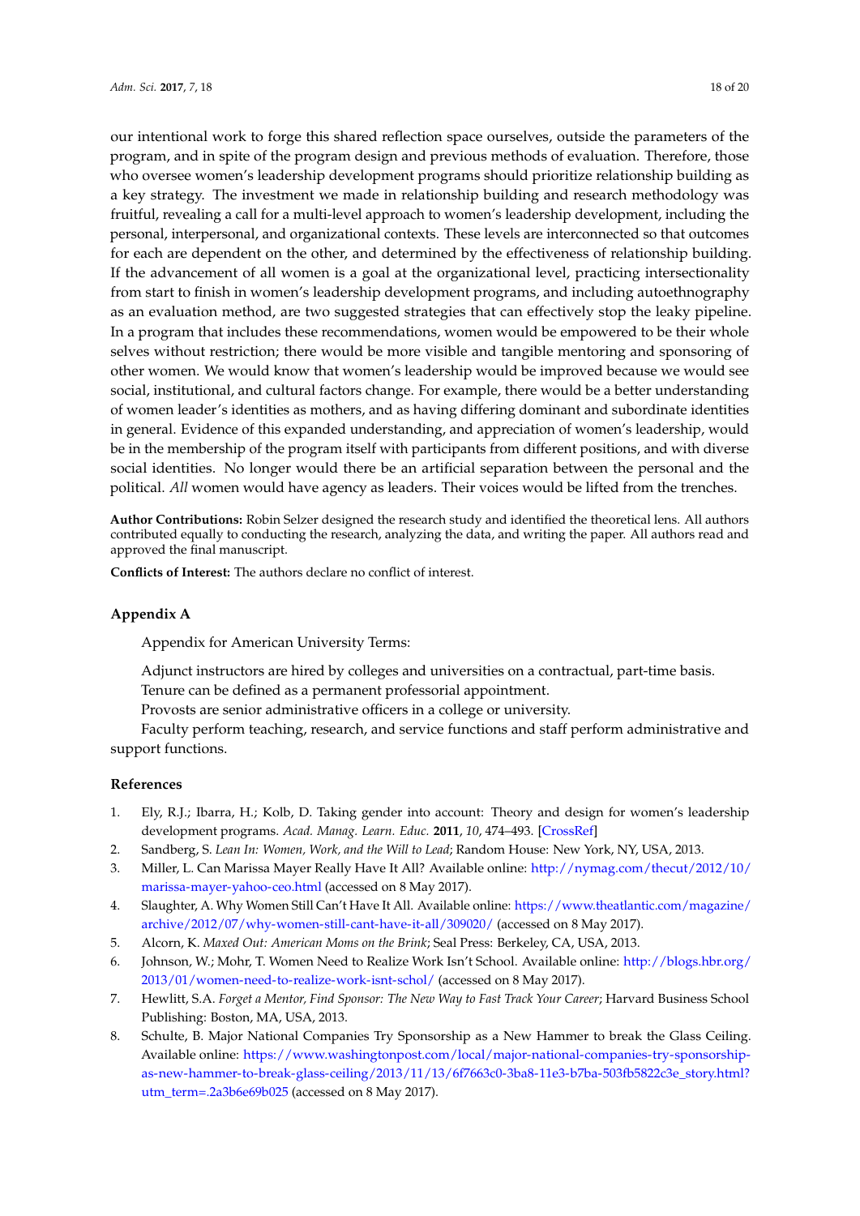our intentional work to forge this shared reflection space ourselves, outside the parameters of the program, and in spite of the program design and previous methods of evaluation. Therefore, those who oversee women's leadership development programs should prioritize relationship building as a key strategy. The investment we made in relationship building and research methodology was fruitful, revealing a call for a multi-level approach to women's leadership development, including the personal, interpersonal, and organizational contexts. These levels are interconnected so that outcomes for each are dependent on the other, and determined by the effectiveness of relationship building. If the advancement of all women is a goal at the organizational level, practicing intersectionality from start to finish in women's leadership development programs, and including autoethnography as an evaluation method, are two suggested strategies that can effectively stop the leaky pipeline. In a program that includes these recommendations, women would be empowered to be their whole selves without restriction; there would be more visible and tangible mentoring and sponsoring of other women. We would know that women's leadership would be improved because we would see social, institutional, and cultural factors change. For example, there would be a better understanding of women leader's identities as mothers, and as having differing dominant and subordinate identities in general. Evidence of this expanded understanding, and appreciation of women's leadership, would be in the membership of the program itself with participants from different positions, and with diverse social identities. No longer would there be an artificial separation between the personal and the political. *All* women would have agency as leaders. Their voices would be lifted from the trenches.

**Author Contributions:** Robin Selzer designed the research study and identified the theoretical lens. All authors contributed equally to conducting the research, analyzing the data, and writing the paper. All authors read and approved the final manuscript.

**Conflicts of Interest:** The authors declare no conflict of interest.

## Appendix A

Appendix for American University Terms:

Adjunct instructors are hired by colleges and universities on a contractual, part-time basis.

Tenure can be defined as a permanent professorial appointment.

Provosts are senior administrative officers in a college or university.

Faculty perform teaching, research, and service functions and staff perform administrative and support functions.

## References

1. Ely, R.J.; Ibarra, H.; Kolb, D. Taking gender into account: Theory and design for women's leadership development programs. *Acad. Manag. Learn. Educ.* **2011**, *10*, 474–493. [CrossRef]
2. Sandberg, S. *Lean In: Women, Work, and the Will to Lead*; Random House: New York, NY, USA, 2013.
3. Miller, L. Can Marissa Mayer Really Have It All? Available online: http://nymag.com/thecut/2012/10/marissa-mayer-yahoo-ceo.html (accessed on 8 May 2017).
4. Slaughter, A. Why Women Still Can't Have It All. Available online: https://www.theatlantic.com/magazine/archive/2012/07/why-women-still-cant-have-it-all/309020/ (accessed on 8 May 2017).
5. Alcorn, K. *Maxed Out: American Moms on the Brink*; Seal Press: Berkeley, CA, USA, 2013.
6. Johnson, W.; Mohr, T. Women Need to Realize Work Isn't School. Available online: http://blogs.hbr.org/2013/01/women-need-to-realize-work-isnt-schol/ (accessed on 8 May 2017).
7. Hewlitt, S.A. *Forget a Mentor, Find Sponsor: The New Way to Fast Track Your Career*; Harvard Business School Publishing: Boston, MA, USA, 2013.
8. Schulte, B. Major National Companies Try Sponsorship as a New Hammer to break the Glass Ceiling. Available online: https://www.washingtonpost.com/local/major-national-companies-try-sponsorship-as-new-hammer-to-break-glass-ceiling/2013/11/13/6f7663c0-3ba8-11e3-b7ba-503fb5822c3e_story.html?utm_term=.2a3b6e69b025 (accessed on 8 May 2017).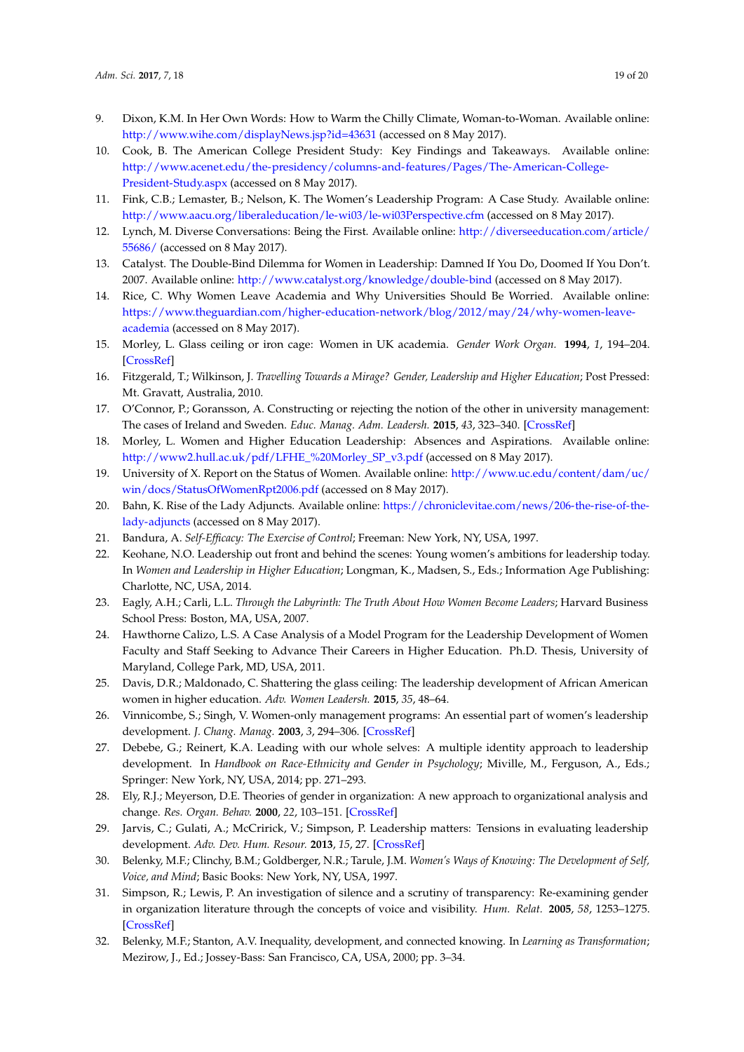9. Dixon, K.M. In Her Own Words: How to Warm the Chilly Climate, Woman-to-Woman. Available online: http://www.wihe.com/displayNews.jsp?id=43631 (accessed on 8 May 2017).
10. Cook, B. The American College President Study: Key Findings and Takeaways. Available online: http://www.acenet.edu/the-presidency/columns-and-features/Pages/The-American-College-President-Study.aspx (accessed on 8 May 2017).
11. Fink, C.B.; Lemaster, B.; Nelson, K. The Women's Leadership Program: A Case Study. Available online: http://www.aacu.org/liberaleducation/le-wi03/le-wi03Perspective.cfm (accessed on 8 May 2017).
12. Lynch, M. Diverse Conversations: Being the First. Available online: http://diverseeducation.com/article/55686/ (accessed on 8 May 2017).
13. Catalyst. The Double-Bind Dilemma for Women in Leadership: Damned If You Do, Doomed If You Don't. 2007. Available online: http://www.catalyst.org/knowledge/double-bind (accessed on 8 May 2017).
14. Rice, C. Why Women Leave Academia and Why Universities Should Be Worried. Available online: https://www.theguardian.com/higher-education-network/blog/2012/may/24/why-women-leave-academia (accessed on 8 May 2017).
15. Morley, L. Glass ceiling or iron cage: Women in UK academia. *Gender Work Organ.* **1994**, *1*, 194–204. [CrossRef]
16. Fitzgerald, T.; Wilkinson, J. *Travelling Towards a Mirage? Gender, Leadership and Higher Education*; Post Pressed: Mt. Gravatt, Australia, 2010.
17. O'Connor, P.; Goransson, A. Constructing or rejecting the notion of the other in university management: The cases of Ireland and Sweden. *Educ. Manag. Adm. Leadersh.* **2015**, *43*, 323–340. [CrossRef]
18. Morley, L. Women and Higher Education Leadership: Absences and Aspirations. Available online: http://www2.hull.ac.uk/pdf/LFHE_%20Morley_SP_v3.pdf (accessed on 8 May 2017).
19. University of X. Report on the Status of Women. Available online: http://www.uc.edu/content/dam/uc/win/docs/StatusOfWomenRpt2006.pdf (accessed on 8 May 2017).
20. Bahn, K. Rise of the Lady Adjuncts. Available online: https://chroniclevitae.com/news/206-the-rise-of-the-lady-adjuncts (accessed on 8 May 2017).
21. Bandura, A. *Self-Efficacy: The Exercise of Control*; Freeman: New York, NY, USA, 1997.
22. Keohane, N.O. Leadership out front and behind the scenes: Young women's ambitions for leadership today. In *Women and Leadership in Higher Education*; Longman, K., Madsen, S., Eds.; Information Age Publishing: Charlotte, NC, USA, 2014.
23. Eagly, A.H.; Carli, L.L. *Through the Labyrinth: The Truth About How Women Become Leaders*; Harvard Business School Press: Boston, MA, USA, 2007.
24. Hawthorne Calizo, L.S. A Case Analysis of a Model Program for the Leadership Development of Women Faculty and Staff Seeking to Advance Their Careers in Higher Education. Ph.D. Thesis, University of Maryland, College Park, MD, USA, 2011.
25. Davis, D.R.; Maldonado, C. Shattering the glass ceiling: The leadership development of African American women in higher education. *Adv. Women Leadersh.* **2015**, *35*, 48–64.
26. Vinnicombe, S.; Singh, V. Women-only management programs: An essential part of women's leadership development. *J. Chang. Manag.* **2003**, *3*, 294–306. [CrossRef]
27. Debebe, G.; Reinert, K.A. Leading with our whole selves: A multiple identity approach to leadership development. In *Handbook on Race-Ethnicity and Gender in Psychology*; Miville, M., Ferguson, A., Eds.; Springer: New York, NY, USA, 2014; pp. 271–293.
28. Ely, R.J.; Meyerson, D.E. Theories of gender in organization: A new approach to organizational analysis and change. *Res. Organ. Behav.* **2000**, *22*, 103–151. [CrossRef]
29. Jarvis, C.; Gulati, A.; McCririck, V.; Simpson, P. Leadership matters: Tensions in evaluating leadership development. *Adv. Dev. Hum. Resour.* **2013**, *15*, 27. [CrossRef]
30. Belenky, M.F.; Clinchy, B.M.; Goldberger, N.R.; Tarule, J.M. *Women's Ways of Knowing: The Development of Self, Voice, and Mind*; Basic Books: New York, NY, USA, 1997.
31. Simpson, R.; Lewis, P. An investigation of silence and a scrutiny of transparency: Re-examining gender in organization literature through the concepts of voice and visibility. *Hum. Relat.* **2005**, *58*, 1253–1275. [CrossRef]
32. Belenky, M.F.; Stanton, A.V. Inequality, development, and connected knowing. In *Learning as Transformation*; Mezirow, J., Ed.; Jossey-Bass: San Francisco, CA, USA, 2000; pp. 3–34.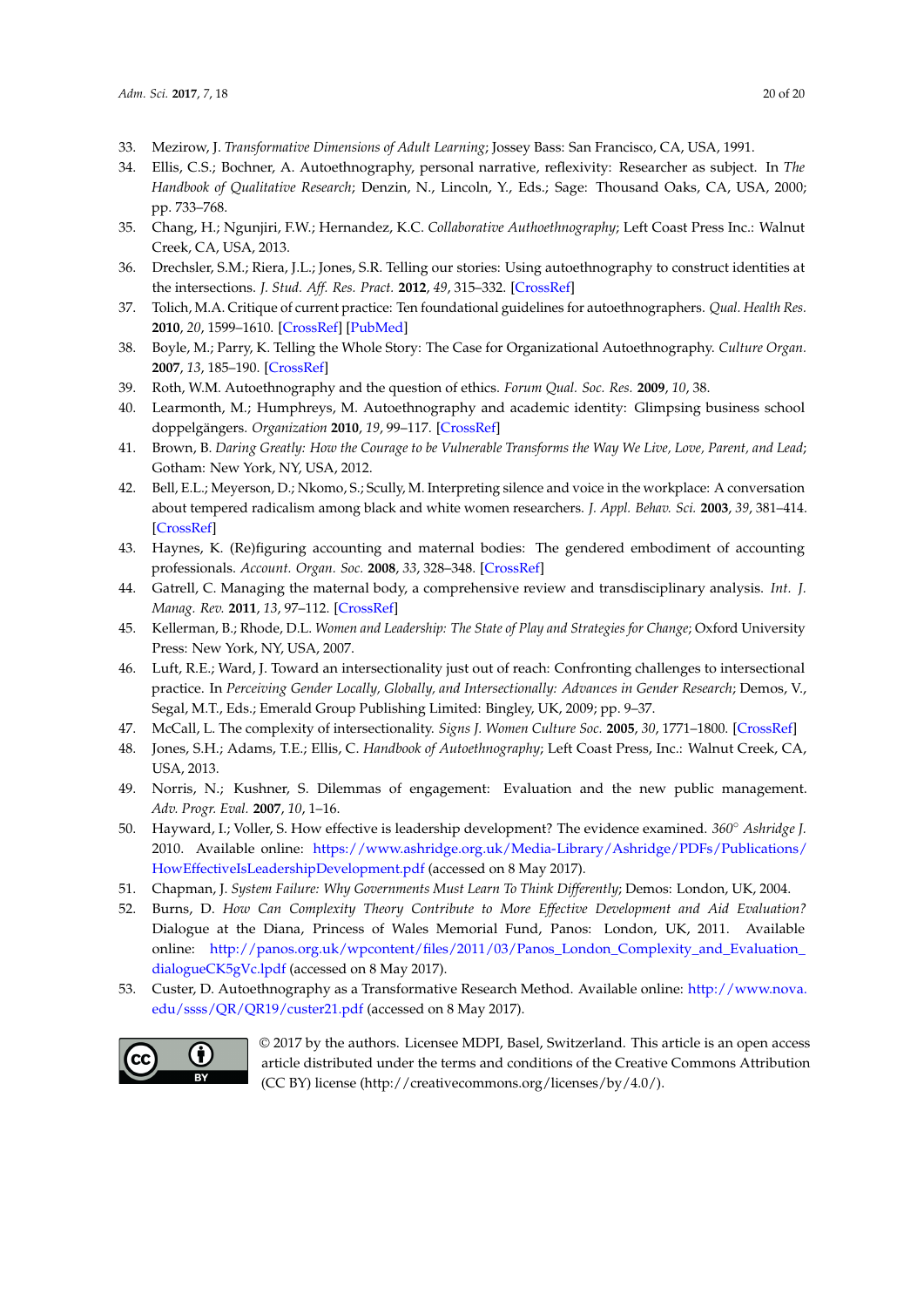33. Mezirow, J. *Transformative Dimensions of Adult Learning*; Jossey Bass: San Francisco, CA, USA, 1991.
34. Ellis, C.S.; Bochner, A. Autoethnography, personal narrative, reflexivity: Researcher as subject. In *The Handbook of Qualitative Research*; Denzin, N., Lincoln, Y., Eds.; Sage: Thousand Oaks, CA, USA, 2000; pp. 733–768.
35. Chang, H.; Ngunjiri, F.W.; Hernandez, K.C. *Collaborative Authoethnography*; Left Coast Press Inc.: Walnut Creek, CA, USA, 2013.
36. Drechsler, S.M.; Riera, J.L.; Jones, S.R. Telling our stories: Using autoethnography to construct identities at the intersections. *J. Stud. Aff. Res. Pract.* **2012**, *49*, 315–332. [CrossRef]
37. Tolich, M.A. Critique of current practice: Ten foundational guidelines for autoethnographers. *Qual. Health Res.* **2010**, *20*, 1599–1610. [CrossRef] [PubMed]
38. Boyle, M.; Parry, K. Telling the Whole Story: The Case for Organizational Autoethnography. *Culture Organ.* **2007**, *13*, 185–190. [CrossRef]
39. Roth, W.M. Autoethnography and the question of ethics. *Forum Qual. Soc. Res.* **2009**, *10*, 38.
40. Learmonth, M.; Humphreys, M. Autoethnography and academic identity: Glimpsing business school doppelgängers. *Organization* **2010**, *19*, 99–117. [CrossRef]
41. Brown, B. *Daring Greatly: How the Courage to be Vulnerable Transforms the Way We Live, Love, Parent, and Lead*; Gotham: New York, NY, USA, 2012.
42. Bell, E.L.; Meyerson, D.; Nkomo, S.; Scully, M. Interpreting silence and voice in the workplace: A conversation about tempered radicalism among black and white women researchers. *J. Appl. Behav. Sci.* **2003**, *39*, 381–414. [CrossRef]
43. Haynes, K. (Re)figuring accounting and maternal bodies: The gendered embodiment of accounting professionals. *Account. Organ. Soc.* **2008**, *33*, 328–348. [CrossRef]
44. Gatrell, C. Managing the maternal body, a comprehensive review and transdisciplinary analysis. *Int. J. Manag. Rev.* **2011**, *13*, 97–112. [CrossRef]
45. Kellerman, B.; Rhode, D.L. *Women and Leadership: The State of Play and Strategies for Change*; Oxford University Press: New York, NY, USA, 2007.
46. Luft, R.E.; Ward, J. Toward an intersectionality just out of reach: Confronting challenges to intersectional practice. In *Perceiving Gender Locally, Globally, and Intersectionally: Advances in Gender Research*; Demos, V., Segal, M.T., Eds.; Emerald Group Publishing Limited: Bingley, UK, 2009; pp. 9–37.
47. McCall, L. The complexity of intersectionality. *Signs J. Women Culture Soc.* **2005**, *30*, 1771–1800. [CrossRef]
48. Jones, S.H.; Adams, T.E.; Ellis, C. *Handbook of Autoethnography*; Left Coast Press, Inc.: Walnut Creek, CA, USA, 2013.
49. Norris, N.; Kushner, S. Dilemmas of engagement: Evaluation and the new public management. *Adv. Progr. Eval.* **2007**, *10*, 1–16.
50. Hayward, I.; Voller, S. How effective is leadership development? The evidence examined. *360° Ashridge J.* 2010. Available online: https://www.ashridge.org.uk/Media-Library/Ashridge/PDFs/Publications/HowEffectiveIsLeadershipDevelopment.pdf (accessed on 8 May 2017).
51. Chapman, J. *System Failure: Why Governments Must Learn To Think Differently*; Demos: London, UK, 2004.
52. Burns, D. *How Can Complexity Theory Contribute to More Effective Development and Aid Evaluation?* Dialogue at the Diana, Princess of Wales Memorial Fund, Panos: London, UK, 2011. Available online: http://panos.org.uk/wpcontent/files/2011/03/Panos_London_Complexity_and_Evaluation_dialogueCK5gVc.lpdf (accessed on 8 May 2017).
53. Custer, D. Autoethnography as a Transformative Research Method. Available online: http://www.nova.edu/ssss/QR/QR19/custer21.pdf (accessed on 8 May 2017).

© 2017 by the authors. Licensee MDPI, Basel, Switzerland. This article is an open access article distributed under the terms and conditions of the Creative Commons Attribution (CC BY) license (http://creativecommons.org/licenses/by/4.0/).